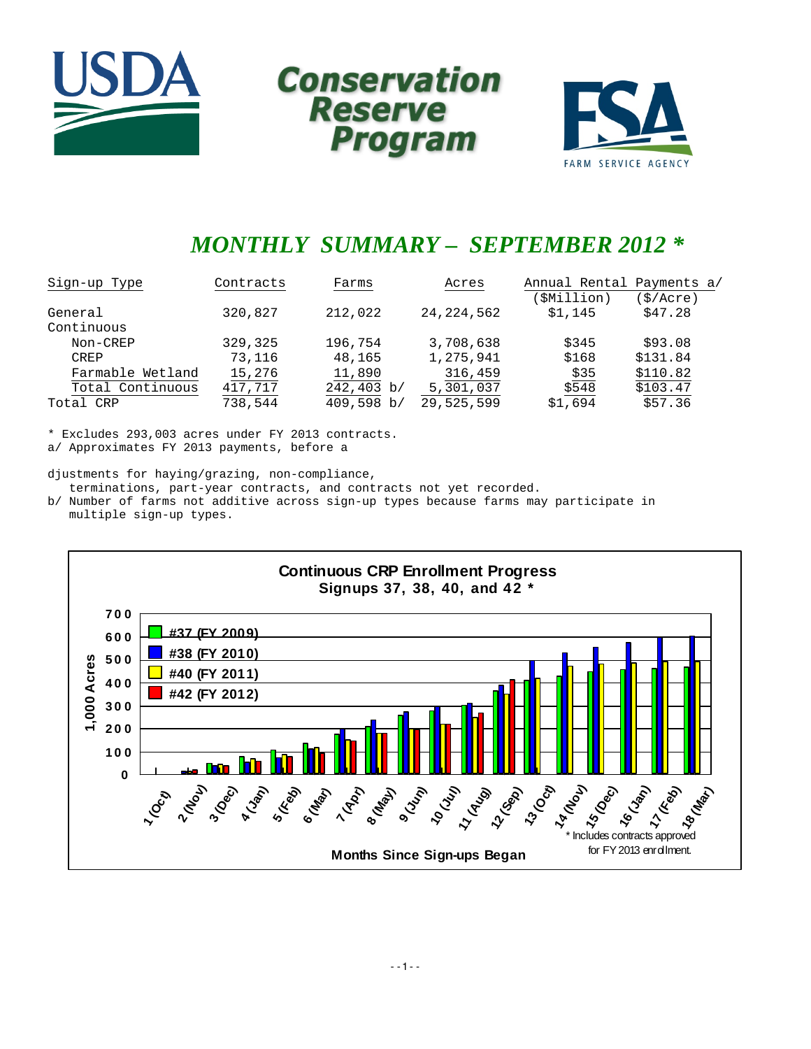# Conservation Reserve Program

USDA — FSA FARM SERVICE AGENCY

## *MONTHLY SUMMARY – SEPTEMBER 2012 \**

| Sign-up Type | Contracts | Farms | Acres | Annual Rental Payments a/ ($Million) | Annual Rental Payments a/ ($/Acre) |
|---|---|---|---|---|---|
| General | 320,827 | 212,022 | 24,224,562 | $1,145 | $47.28 |
| Continuous | | | | | |
| Non-CREP | 329,325 | 196,754 | 3,708,638 | $345 | $93.08 |
| CREP | 73,116 | 48,165 | 1,275,941 | $168 | $131.84 |
| Farmable Wetland | 15,276 | 11,890 | 316,459 | $35 | $110.82 |
| Total Continuous | 417,717 | 242,403 b/ | 5,301,037 | $548 | $103.47 |
| Total CRP | 738,544 | 409,598 b/ | 29,525,599 | $1,694 | $57.36 |

\* Excludes 293,003 acres under FY 2013 contracts.
a/ Approximates FY 2013 payments, before adjustments for haying/grazing, non-compliance, terminations, part-year contracts, and contracts not yet recorded.
b/ Number of farms not additive across sign-up types because farms may participate in multiple sign-up types.

**Continuous CRP Enrollment Progress**
**Signups 37, 38, 40, and 42 \***

\* Includes contracts approved for FY 2013 enrollment.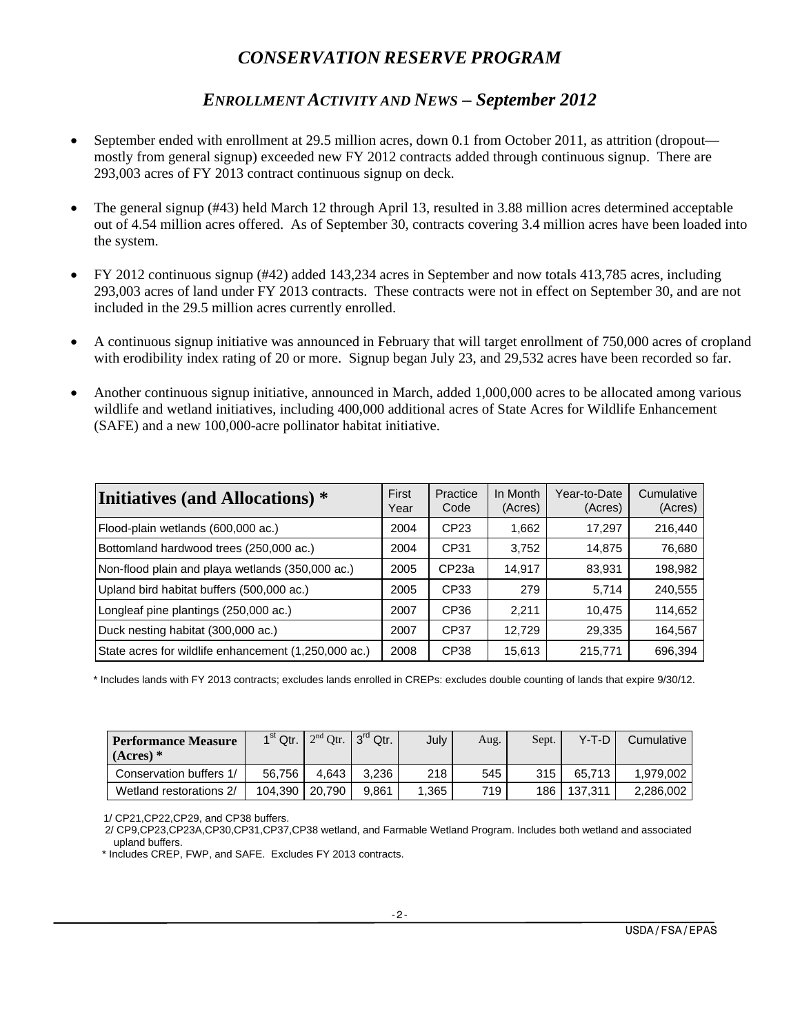# *CONSERVATION RESERVE PROGRAM*

## *ENROLLMENT ACTIVITY AND NEWS – September 2012*

- September ended with enrollment at 29.5 million acres, down 0.1 from October 2011, as attrition (dropout—mostly from general signup) exceeded new FY 2012 contracts added through continuous signup. There are 293,003 acres of FY 2013 contract continuous signup on deck.
- The general signup (#43) held March 12 through April 13, resulted in 3.88 million acres determined acceptable out of 4.54 million acres offered. As of September 30, contracts covering 3.4 million acres have been loaded into the system.
- FY 2012 continuous signup (#42) added 143,234 acres in September and now totals 413,785 acres, including 293,003 acres of land under FY 2013 contracts. These contracts were not in effect on September 30, and are not included in the 29.5 million acres currently enrolled.
- A continuous signup initiative was announced in February that will target enrollment of 750,000 acres of cropland with erodibility index rating of 20 or more. Signup began July 23, and 29,532 acres have been recorded so far.
- Another continuous signup initiative, announced in March, added 1,000,000 acres to be allocated among various wildlife and wetland initiatives, including 400,000 additional acres of State Acres for Wildlife Enhancement (SAFE) and a new 100,000-acre pollinator habitat initiative.

| Initiatives (and Allocations) * | First Year | Practice Code | In Month (Acres) | Year-to-Date (Acres) | Cumulative (Acres) |
|---|---|---|---|---|---|
| Flood-plain wetlands (600,000 ac.) | 2004 | CP23 | 1,662 | 17,297 | 216,440 |
| Bottomland hardwood trees (250,000 ac.) | 2004 | CP31 | 3,752 | 14,875 | 76,680 |
| Non-flood plain and playa wetlands (350,000 ac.) | 2005 | CP23a | 14,917 | 83,931 | 198,982 |
| Upland bird habitat buffers (500,000 ac.) | 2005 | CP33 | 279 | 5,714 | 240,555 |
| Longleaf pine plantings (250,000 ac.) | 2007 | CP36 | 2,211 | 10,475 | 114,652 |
| Duck nesting habitat (300,000 ac.) | 2007 | CP37 | 12,729 | 29,335 | 164,567 |
| State acres for wildlife enhancement (1,250,000 ac.) | 2008 | CP38 | 15,613 | 215,771 | 696,394 |

\* Includes lands with FY 2013 contracts; excludes lands enrolled in CREPs: excludes double counting of lands that expire 9/30/12.

| Performance Measure (Acres) * | 1st Qtr. | 2nd Qtr. | 3rd Qtr. | July | Aug. | Sept. | Y-T-D | Cumulative |
|---|---|---|---|---|---|---|---|---|
| Conservation buffers 1/ | 56,756 | 4,643 | 3,236 | 218 | 545 | 315 | 65,713 | 1,979,002 |
| Wetland restorations 2/ | 104,390 | 20,790 | 9,861 | 1,365 | 719 | 186 | 137,311 | 2,286,002 |

1/ CP21,CP22,CP29, and CP38 buffers.

2/ CP9,CP23,CP23A,CP30,CP31,CP37,CP38 wetland, and Farmable Wetland Program. Includes both wetland and associated upland buffers.

\* Includes CREP, FWP, and SAFE. Excludes FY 2013 contracts.

USDA / FSA / EPAS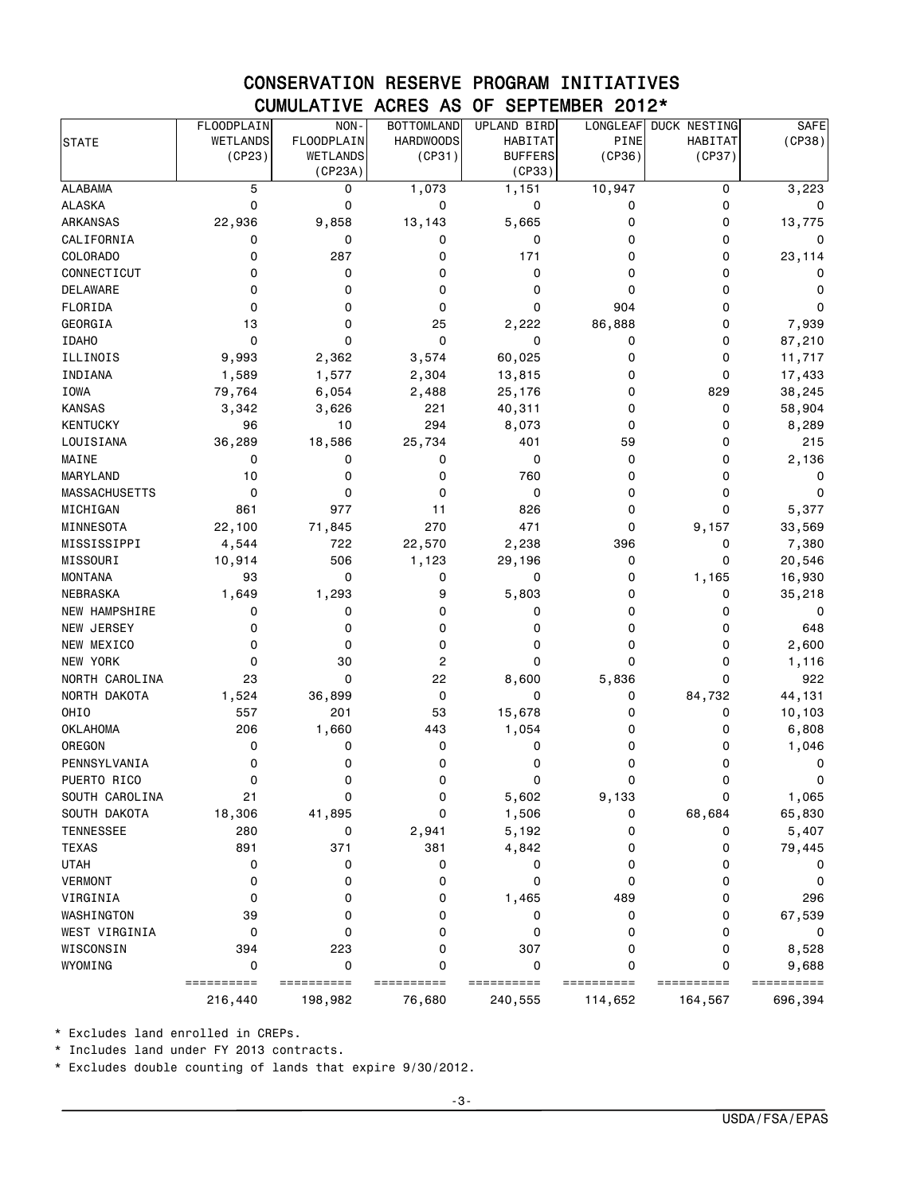# CONSERVATION RESERVE PROGRAM INITIATIVES
## CUMULATIVE ACRES AS OF SEPTEMBER 2012*

| STATE | FLOODPLAIN WETLANDS (CP23) | NON-FLOODPLAIN WETLANDS (CP23A) | BOTTOMLAND HARDWOODS (CP31) | UPLAND BIRD HABITAT BUFFERS (CP33) | LONGLEAF PINE (CP36) | DUCK NESTING HABITAT (CP37) | SAFE (CP38) |
|---|---|---|---|---|---|---|---|
| ALABAMA | 5 | 0 | 1,073 | 1,151 | 10,947 | 0 | 3,223 |
| ALASKA | 0 | 0 | 0 | 0 | 0 | 0 | 0 |
| ARKANSAS | 22,936 | 9,858 | 13,143 | 5,665 | 0 | 0 | 13,775 |
| CALIFORNIA | 0 | 0 | 0 | 0 | 0 | 0 | 0 |
| COLORADO | 0 | 287 | 0 | 171 | 0 | 0 | 23,114 |
| CONNECTICUT | 0 | 0 | 0 | 0 | 0 | 0 | 0 |
| DELAWARE | 0 | 0 | 0 | 0 | 0 | 0 | 0 |
| FLORIDA | 0 | 0 | 0 | 0 | 904 | 0 | 0 |
| GEORGIA | 13 | 0 | 25 | 2,222 | 86,888 | 0 | 7,939 |
| IDAHO | 0 | 0 | 0 | 0 | 0 | 0 | 87,210 |
| ILLINOIS | 9,993 | 2,362 | 3,574 | 60,025 | 0 | 0 | 11,717 |
| INDIANA | 1,589 | 1,577 | 2,304 | 13,815 | 0 | 0 | 17,433 |
| IOWA | 79,764 | 6,054 | 2,488 | 25,176 | 0 | 829 | 38,245 |
| KANSAS | 3,342 | 3,626 | 221 | 40,311 | 0 | 0 | 58,904 |
| KENTUCKY | 96 | 10 | 294 | 8,073 | 0 | 0 | 8,289 |
| LOUISIANA | 36,289 | 18,586 | 25,734 | 401 | 59 | 0 | 215 |
| MAINE | 0 | 0 | 0 | 0 | 0 | 0 | 2,136 |
| MARYLAND | 10 | 0 | 0 | 760 | 0 | 0 | 0 |
| MASSACHUSETTS | 0 | 0 | 0 | 0 | 0 | 0 | 0 |
| MICHIGAN | 861 | 977 | 11 | 826 | 0 | 0 | 5,377 |
| MINNESOTA | 22,100 | 71,845 | 270 | 471 | 0 | 9,157 | 33,569 |
| MISSISSIPPI | 4,544 | 722 | 22,570 | 2,238 | 396 | 0 | 7,380 |
| MISSOURI | 10,914 | 506 | 1,123 | 29,196 | 0 | 0 | 20,546 |
| MONTANA | 93 | 0 | 0 | 0 | 0 | 1,165 | 16,930 |
| NEBRASKA | 1,649 | 1,293 | 9 | 5,803 | 0 | 0 | 35,218 |
| NEW HAMPSHIRE | 0 | 0 | 0 | 0 | 0 | 0 | 0 |
| NEW JERSEY | 0 | 0 | 0 | 0 | 0 | 0 | 648 |
| NEW MEXICO | 0 | 0 | 0 | 0 | 0 | 0 | 2,600 |
| NEW YORK | 0 | 30 | 2 | 0 | 0 | 0 | 1,116 |
| NORTH CAROLINA | 23 | 0 | 22 | 8,600 | 5,836 | 0 | 922 |
| NORTH DAKOTA | 1,524 | 36,899 | 0 | 0 | 0 | 84,732 | 44,131 |
| OHIO | 557 | 201 | 53 | 15,678 | 0 | 0 | 10,103 |
| OKLAHOMA | 206 | 1,660 | 443 | 1,054 | 0 | 0 | 6,808 |
| OREGON | 0 | 0 | 0 | 0 | 0 | 0 | 1,046 |
| PENNSYLVANIA | 0 | 0 | 0 | 0 | 0 | 0 | 0 |
| PUERTO RICO | 0 | 0 | 0 | 0 | 0 | 0 | 0 |
| SOUTH CAROLINA | 21 | 0 | 0 | 5,602 | 9,133 | 0 | 1,065 |
| SOUTH DAKOTA | 18,306 | 41,895 | 0 | 1,506 | 0 | 68,684 | 65,830 |
| TENNESSEE | 280 | 0 | 2,941 | 5,192 | 0 | 0 | 5,407 |
| TEXAS | 891 | 371 | 381 | 4,842 | 0 | 0 | 79,445 |
| UTAH | 0 | 0 | 0 | 0 | 0 | 0 | 0 |
| VERMONT | 0 | 0 | 0 | 0 | 0 | 0 | 0 |
| VIRGINIA | 0 | 0 | 0 | 1,465 | 489 | 0 | 296 |
| WASHINGTON | 39 | 0 | 0 | 0 | 0 | 0 | 67,539 |
| WEST VIRGINIA | 0 | 0 | 0 | 0 | 0 | 0 | 0 |
| WISCONSIN | 394 | 223 | 0 | 307 | 0 | 0 | 8,528 |
| WYOMING | 0 | 0 | 0 | 0 | 0 | 0 | 9,688 |
| | 216,440 | 198,982 | 76,680 | 240,555 | 114,652 | 164,567 | 696,394 |

* Excludes land enrolled in CREPs.
* Includes land under FY 2013 contracts.
* Excludes double counting of lands that expire 9/30/2012.

USDA/FSA/EPAS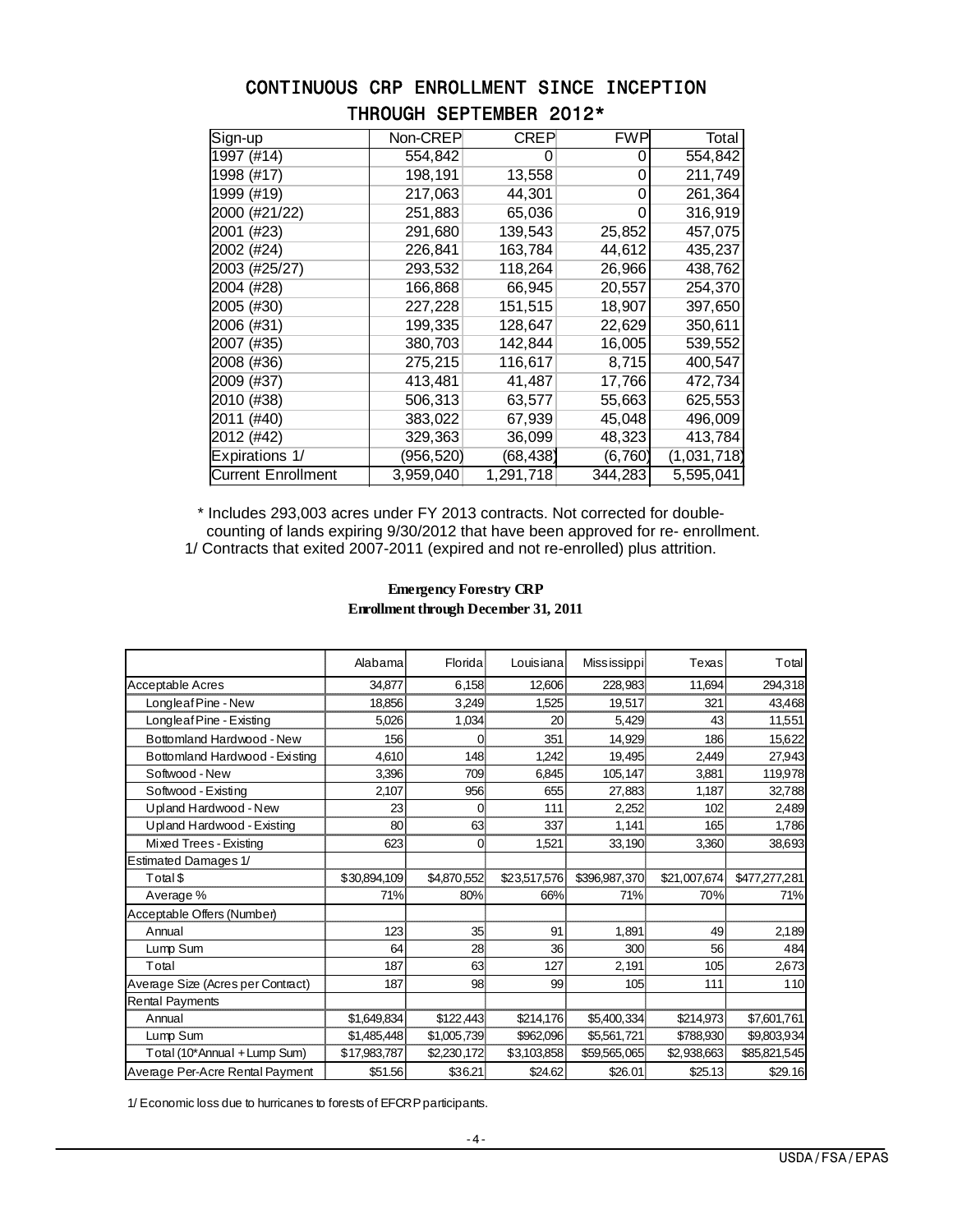## CONTINUOUS CRP ENROLLMENT SINCE INCEPTION THROUGH SEPTEMBER 2012*

| Sign-up | Non-CREP | CREP | FWP | Total |
|---|---|---|---|---|
| 1997 (#14) | 554,842 | 0 | 0 | 554,842 |
| 1998 (#17) | 198,191 | 13,558 | 0 | 211,749 |
| 1999 (#19) | 217,063 | 44,301 | 0 | 261,364 |
| 2000 (#21/22) | 251,883 | 65,036 | 0 | 316,919 |
| 2001 (#23) | 291,680 | 139,543 | 25,852 | 457,075 |
| 2002 (#24) | 226,841 | 163,784 | 44,612 | 435,237 |
| 2003 (#25/27) | 293,532 | 118,264 | 26,966 | 438,762 |
| 2004 (#28) | 166,868 | 66,945 | 20,557 | 254,370 |
| 2005 (#30) | 227,228 | 151,515 | 18,907 | 397,650 |
| 2006 (#31) | 199,335 | 128,647 | 22,629 | 350,611 |
| 2007 (#35) | 380,703 | 142,844 | 16,005 | 539,552 |
| 2008 (#36) | 275,215 | 116,617 | 8,715 | 400,547 |
| 2009 (#37) | 413,481 | 41,487 | 17,766 | 472,734 |
| 2010 (#38) | 506,313 | 63,577 | 55,663 | 625,553 |
| 2011 (#40) | 383,022 | 67,939 | 45,048 | 496,009 |
| 2012 (#42) | 329,363 | 36,099 | 48,323 | 413,784 |
| Expirations 1/ | (956,520) | (68,438) | (6,760) | (1,031,718) |
| Current Enrollment | 3,959,040 | 1,291,718 | 344,283 | 5,595,041 |

* Includes 293,003 acres under FY 2013 contracts. Not corrected for double-counting of lands expiring 9/30/2012 that have been approved for re- enrollment.
1/ Contracts that exited 2007-2011 (expired and not re-enrolled) plus attrition.

### Emergency Forestry CRP
### Enrollment through December 31, 2011

| | Alabama | Florida | Louisiana | Mississippi | Texas | Total |
|---|---|---|---|---|---|---|
| Acceptable Acres | 34,877 | 6,158 | 12,606 | 228,983 | 11,694 | 294,318 |
| Longleaf Pine - New | 18,856 | 3,249 | 1,525 | 19,517 | 321 | 43,468 |
| Longleaf Pine - Existing | 5,026 | 1,034 | 20 | 5,429 | 43 | 11,551 |
| Bottomland Hardwood - New | 156 | 0 | 351 | 14,929 | 186 | 15,622 |
| Bottomland Hardwood - Existing | 4,610 | 148 | 1,242 | 19,495 | 2,449 | 27,943 |
| Softwood - New | 3,396 | 709 | 6,845 | 105,147 | 3,881 | 119,978 |
| Softwood - Existing | 2,107 | 956 | 655 | 27,883 | 1,187 | 32,788 |
| Upland Hardwood - New | 23 | 0 | 111 | 2,252 | 102 | 2,489 |
| Upland Hardwood - Existing | 80 | 63 | 337 | 1,141 | 165 | 1,786 |
| Mixed Trees - Existing | 623 | 0 | 1,521 | 33,190 | 3,360 | 38,693 |
| Estimated Damages 1/ | | | | | | |
| Total $ | $30,894,109 | $4,870,552 | $23,517,576 | $396,987,370 | $21,007,674 | $477,277,281 |
| Average % | 71% | 80% | 66% | 71% | 70% | 71% |
| Acceptable Offers (Number) | | | | | | |
| Annual | 123 | 35 | 91 | 1,891 | 49 | 2,189 |
| Lump Sum | 64 | 28 | 36 | 300 | 56 | 484 |
| Total | 187 | 63 | 127 | 2,191 | 105 | 2,673 |
| Average Size (Acres per Contract) | 187 | 98 | 99 | 105 | 111 | 110 |
| Rental Payments | | | | | | |
| Annual | $1,649,834 | $122,443 | $214,176 | $5,400,334 | $214,973 | $7,601,761 |
| Lump Sum | $1,485,448 | $1,005,739 | $962,096 | $5,561,721 | $788,930 | $9,803,934 |
| Total (10*Annual + Lump Sum) | $17,983,787 | $2,230,172 | $3,103,858 | $59,565,065 | $2,938,663 | $85,821,545 |
| Average Per-Acre Rental Payment | $51.56 | $36.21 | $24.62 | $26.01 | $25.13 | $29.16 |

1/ Economic loss due to hurricanes to forests of EFCRP participants.

USDA/FSA/EPAS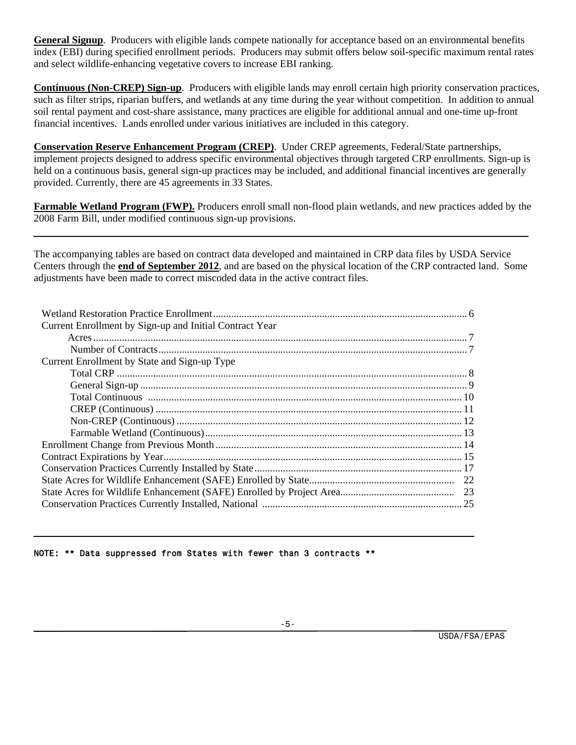**General Signup**. Producers with eligible lands compete nationally for acceptance based on an environmental benefits index (EBI) during specified enrollment periods. Producers may submit offers below soil-specific maximum rental rates and select wildlife-enhancing vegetative covers to increase EBI ranking.

**Continuous (Non-CREP) Sign-up**. Producers with eligible lands may enroll certain high priority conservation practices, such as filter strips, riparian buffers, and wetlands at any time during the year without competition. In addition to annual soil rental payment and cost-share assistance, many practices are eligible for additional annual and one-time up-front financial incentives. Lands enrolled under various initiatives are included in this category.

**Conservation Reserve Enhancement Program (CREP)**. Under CREP agreements, Federal/State partnerships, implement projects designed to address specific environmental objectives through targeted CRP enrollments. Sign-up is held on a continuous basis, general sign-up practices may be included, and additional financial incentives are generally provided. Currently, there are 45 agreements in 33 States.

**Farmable Wetland Program (FWP).** Producers enroll small non-flood plain wetlands, and new practices added by the 2008 Farm Bill, under modified continuous sign-up provisions.

---

The accompanying tables are based on contract data developed and maintained in CRP data files by USDA Service Centers through the **end of September 2012**, and are based on the physical location of the CRP contracted land. Some adjustments have been made to correct miscoded data in the active contract files.

- Wetland Restoration Practice Enrollment ..... 6
- Current Enrollment by Sign-up and Initial Contract Year
  - Acres ..... 7
  - Number of Contracts ..... 7
- Current Enrollment by State and Sign-up Type
  - Total CRP ..... 8
  - General Sign-up ..... 9
  - Total Continuous ..... 10
  - CREP (Continuous) ..... 11
  - Non-CREP (Continuous) ..... 12
  - Farmable Wetland (Continuous) ..... 13
- Enrollment Change from Previous Month ..... 14
- Contract Expirations by Year ..... 15
- Conservation Practices Currently Installed by State ..... 17
- State Acres for Wildlife Enhancement (SAFE) Enrolled by State ..... 22
- State Acres for Wildlife Enhancement (SAFE) Enrolled by Project Area ..... 23
- Conservation Practices Currently Installed, National ..... 25

---

NOTE: ** Data suppressed from States with fewer than 3 contracts **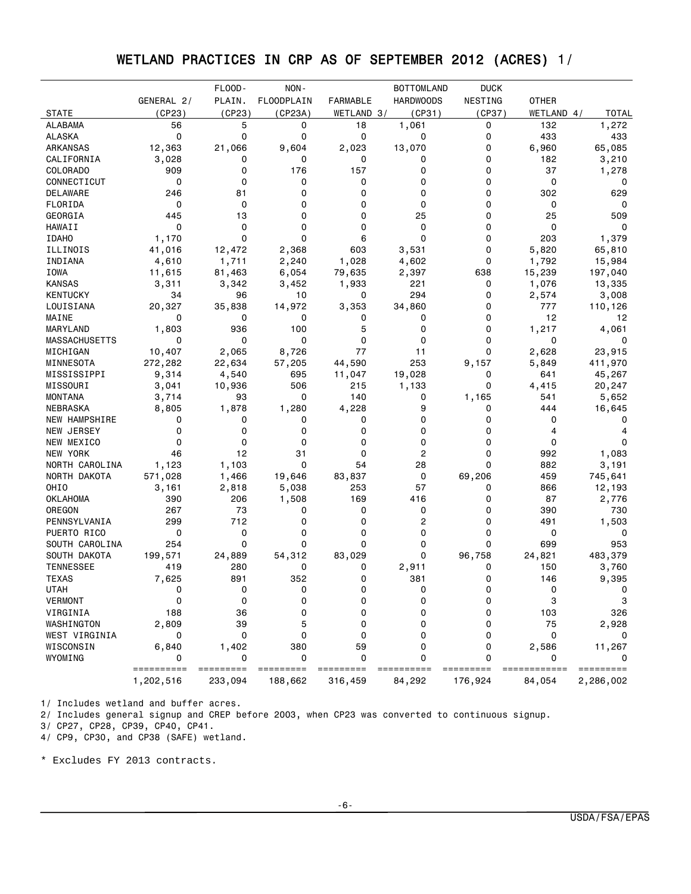# WETLAND PRACTICES IN CRP AS OF SEPTEMBER 2012 (ACRES) 1/

| STATE | GENERAL 2/ (CP23) | FLOOD-PLAIN. (CP23) | NON-FLOODPLAIN (CP23A) | FARMABLE WETLAND 3/ | BOTTOMLAND HARDWOODS (CP31) | DUCK NESTING (CP37) | OTHER WETLAND 4/ | TOTAL |
|---|---|---|---|---|---|---|---|---|
| ALABAMA | 56 | 5 | 0 | 18 | 1,061 | 0 | 132 | 1,272 |
| ALASKA | 0 | 0 | 0 | 0 | 0 | 0 | 433 | 433 |
| ARKANSAS | 12,363 | 21,066 | 9,604 | 2,023 | 13,070 | 0 | 6,960 | 65,085 |
| CALIFORNIA | 3,028 | 0 | 0 | 0 | 0 | 0 | 182 | 3,210 |
| COLORADO | 909 | 0 | 176 | 157 | 0 | 0 | 37 | 1,278 |
| CONNECTICUT | 0 | 0 | 0 | 0 | 0 | 0 | 0 | 0 |
| DELAWARE | 246 | 81 | 0 | 0 | 0 | 0 | 302 | 629 |
| FLORIDA | 0 | 0 | 0 | 0 | 0 | 0 | 0 | 0 |
| GEORGIA | 445 | 13 | 0 | 0 | 25 | 0 | 25 | 509 |
| HAWAII | 0 | 0 | 0 | 0 | 0 | 0 | 0 | 0 |
| IDAHO | 1,170 | 0 | 0 | 6 | 0 | 0 | 203 | 1,379 |
| ILLINOIS | 41,016 | 12,472 | 2,368 | 603 | 3,531 | 0 | 5,820 | 65,810 |
| INDIANA | 4,610 | 1,711 | 2,240 | 1,028 | 4,602 | 0 | 1,792 | 15,984 |
| IOWA | 11,615 | 81,463 | 6,054 | 79,635 | 2,397 | 638 | 15,239 | 197,040 |
| KANSAS | 3,311 | 3,342 | 3,452 | 1,933 | 221 | 0 | 1,076 | 13,335 |
| KENTUCKY | 34 | 96 | 10 | 0 | 294 | 0 | 2,574 | 3,008 |
| LOUISIANA | 20,327 | 35,838 | 14,972 | 3,353 | 34,860 | 0 | 777 | 110,126 |
| MAINE | 0 | 0 | 0 | 0 | 0 | 0 | 12 | 12 |
| MARYLAND | 1,803 | 936 | 100 | 5 | 0 | 0 | 1,217 | 4,061 |
| MASSACHUSETTS | 0 | 0 | 0 | 0 | 0 | 0 | 0 | 0 |
| MICHIGAN | 10,407 | 2,065 | 8,726 | 77 | 11 | 0 | 2,628 | 23,915 |
| MINNESOTA | 272,282 | 22,634 | 57,205 | 44,590 | 253 | 9,157 | 5,849 | 411,970 |
| MISSISSIPPI | 9,314 | 4,540 | 695 | 11,047 | 19,028 | 0 | 641 | 45,267 |
| MISSOURI | 3,041 | 10,936 | 506 | 215 | 1,133 | 0 | 4,415 | 20,247 |
| MONTANA | 3,714 | 93 | 0 | 140 | 0 | 1,165 | 541 | 5,652 |
| NEBRASKA | 8,805 | 1,878 | 1,280 | 4,228 | 9 | 0 | 444 | 16,645 |
| NEW HAMPSHIRE | 0 | 0 | 0 | 0 | 0 | 0 | 0 | 0 |
| NEW JERSEY | 0 | 0 | 0 | 0 | 0 | 0 | 4 | 4 |
| NEW MEXICO | 0 | 0 | 0 | 0 | 0 | 0 | 0 | 0 |
| NEW YORK | 46 | 12 | 31 | 0 | 2 | 0 | 992 | 1,083 |
| NORTH CAROLINA | 1,123 | 1,103 | 0 | 54 | 28 | 0 | 882 | 3,191 |
| NORTH DAKOTA | 571,028 | 1,466 | 19,646 | 83,837 | 0 | 69,206 | 459 | 745,641 |
| OHIO | 3,161 | 2,818 | 5,038 | 253 | 57 | 0 | 866 | 12,193 |
| OKLAHOMA | 390 | 206 | 1,508 | 169 | 416 | 0 | 87 | 2,776 |
| OREGON | 267 | 73 | 0 | 0 | 0 | 0 | 390 | 730 |
| PENNSYLVANIA | 299 | 712 | 0 | 0 | 2 | 0 | 491 | 1,503 |
| PUERTO RICO | 0 | 0 | 0 | 0 | 0 | 0 | 0 | 0 |
| SOUTH CAROLINA | 254 | 0 | 0 | 0 | 0 | 0 | 699 | 953 |
| SOUTH DAKOTA | 199,571 | 24,889 | 54,312 | 83,029 | 0 | 96,758 | 24,821 | 483,379 |
| TENNESSEE | 419 | 280 | 0 | 0 | 2,911 | 0 | 150 | 3,760 |
| TEXAS | 7,625 | 891 | 352 | 0 | 381 | 0 | 146 | 9,395 |
| UTAH | 0 | 0 | 0 | 0 | 0 | 0 | 0 | 0 |
| VERMONT | 0 | 0 | 0 | 0 | 0 | 0 | 3 | 3 |
| VIRGINIA | 188 | 36 | 0 | 0 | 0 | 0 | 103 | 326 |
| WASHINGTON | 2,809 | 39 | 5 | 0 | 0 | 0 | 75 | 2,928 |
| WEST VIRGINIA | 0 | 0 | 0 | 0 | 0 | 0 | 0 | 0 |
| WISCONSIN | 6,840 | 1,402 | 380 | 59 | 0 | 0 | 2,586 | 11,267 |
| WYOMING | 0 | 0 | 0 | 0 | 0 | 0 | 0 | 0 |
| | 1,202,516 | 233,094 | 188,662 | 316,459 | 84,292 | 176,924 | 84,054 | 2,286,002 |

1/ Includes wetland and buffer acres.

2/ Includes general signup and CREP before 2003, when CP23 was converted to continuous signup.

3/ CP27, CP28, CP39, CP40, CP41.

4/ CP9, CP30, and CP38 (SAFE) wetland.

* Excludes FY 2013 contracts.

USDA/FSA/EPAS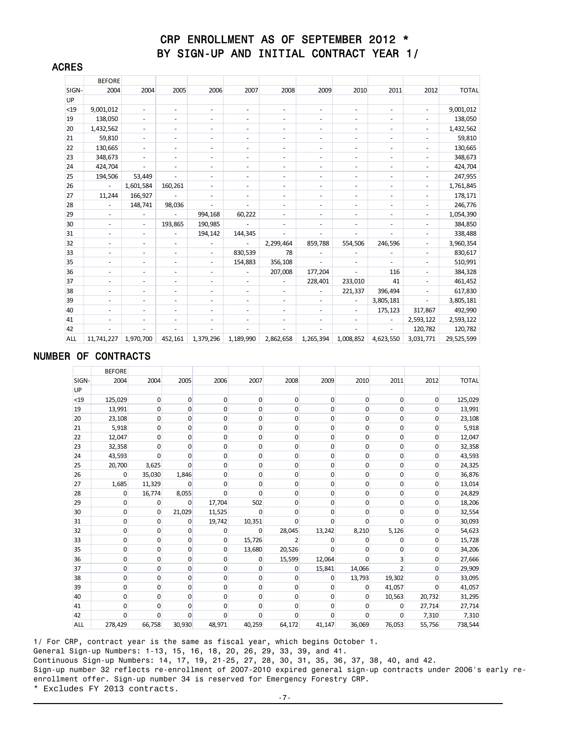# CRP ENROLLMENT AS OF SEPTEMBER 2012 *
# BY SIGN-UP AND INITIAL CONTRACT YEAR 1/

## ACRES

| SIGN-UP | BEFORE 2004 | 2004 | 2005 | 2006 | 2007 | 2008 | 2009 | 2010 | 2011 | 2012 | TOTAL |
|---|---|---|---|---|---|---|---|---|---|---|---|
| <19 | 9,001,012 | - | - | - | - | - | - | - | - | - | 9,001,012 |
| 19 | 138,050 | - | - | - | - | - | - | - | - | - | 138,050 |
| 20 | 1,432,562 | - | - | - | - | - | - | - | - | - | 1,432,562 |
| 21 | 59,810 | - | - | - | - | - | - | - | - | - | 59,810 |
| 22 | 130,665 | - | - | - | - | - | - | - | - | - | 130,665 |
| 23 | 348,673 | - | - | - | - | - | - | - | - | - | 348,673 |
| 24 | 424,704 | - | - | - | - | - | - | - | - | - | 424,704 |
| 25 | 194,506 | 53,449 | - | - | - | - | - | - | - | - | 247,955 |
| 26 | - | 1,601,584 | 160,261 | - | - | - | - | - | - | - | 1,761,845 |
| 27 | 11,244 | 166,927 | - | - | - | - | - | - | - | - | 178,171 |
| 28 | - | 148,741 | 98,036 | - | - | - | - | - | - | - | 246,776 |
| 29 | - | - | - | 994,168 | 60,222 | - | - | - | - | - | 1,054,390 |
| 30 | - | - | 193,865 | 190,985 | - | - | - | - | - | - | 384,850 |
| 31 | - | - | - | 194,142 | 144,345 | - | - | - | - | - | 338,488 |
| 32 | - | - | - | - | - | 2,299,464 | 859,788 | 554,506 | 246,596 | - | 3,960,354 |
| 33 | - | - | - | - | 830,539 | 78 | - | - | - | - | 830,617 |
| 35 | - | - | - | - | 154,883 | 356,108 | - | - | - | - | 510,991 |
| 36 | - | - | - | - | - | 207,008 | 177,204 | - | 116 | - | 384,328 |
| 37 | - | - | - | - | - | - | 228,401 | 233,010 | 41 | - | 461,452 |
| 38 | - | - | - | - | - | - | - | 221,337 | 396,494 | - | 617,830 |
| 39 | - | - | - | - | - | - | - | - | 3,805,181 | - | 3,805,181 |
| 40 | - | - | - | - | - | - | - | - | 175,123 | 317,867 | 492,990 |
| 41 | - | - | - | - | - | - | - | - | - | 2,593,122 | 2,593,122 |
| 42 | - | - | - | - | - | - | - | - | - | 120,782 | 120,782 |
| ALL | 11,741,227 | 1,970,700 | 452,161 | 1,379,296 | 1,189,990 | 2,862,658 | 1,265,394 | 1,008,852 | 4,623,550 | 3,031,771 | 29,525,599 |

## NUMBER OF CONTRACTS

| SIGN-UP | BEFORE 2004 | 2004 | 2005 | 2006 | 2007 | 2008 | 2009 | 2010 | 2011 | 2012 | TOTAL |
|---|---|---|---|---|---|---|---|---|---|---|---|
| <19 | 125,029 | 0 | 0 | 0 | 0 | 0 | 0 | 0 | 0 | 0 | 125,029 |
| 19 | 13,991 | 0 | 0 | 0 | 0 | 0 | 0 | 0 | 0 | 0 | 13,991 |
| 20 | 23,108 | 0 | 0 | 0 | 0 | 0 | 0 | 0 | 0 | 0 | 23,108 |
| 21 | 5,918 | 0 | 0 | 0 | 0 | 0 | 0 | 0 | 0 | 0 | 5,918 |
| 22 | 12,047 | 0 | 0 | 0 | 0 | 0 | 0 | 0 | 0 | 0 | 12,047 |
| 23 | 32,358 | 0 | 0 | 0 | 0 | 0 | 0 | 0 | 0 | 0 | 32,358 |
| 24 | 43,593 | 0 | 0 | 0 | 0 | 0 | 0 | 0 | 0 | 0 | 43,593 |
| 25 | 20,700 | 3,625 | 0 | 0 | 0 | 0 | 0 | 0 | 0 | 0 | 24,325 |
| 26 | 0 | 35,030 | 1,846 | 0 | 0 | 0 | 0 | 0 | 0 | 0 | 36,876 |
| 27 | 1,685 | 11,329 | 0 | 0 | 0 | 0 | 0 | 0 | 0 | 0 | 13,014 |
| 28 | 0 | 16,774 | 8,055 | 0 | 0 | 0 | 0 | 0 | 0 | 0 | 24,829 |
| 29 | 0 | 0 | 0 | 17,704 | 502 | 0 | 0 | 0 | 0 | 0 | 18,206 |
| 30 | 0 | 0 | 21,029 | 11,525 | 0 | 0 | 0 | 0 | 0 | 0 | 32,554 |
| 31 | 0 | 0 | 0 | 19,742 | 10,351 | 0 | 0 | 0 | 0 | 0 | 30,093 |
| 32 | 0 | 0 | 0 | 0 | 0 | 28,045 | 13,242 | 8,210 | 5,126 | 0 | 54,623 |
| 33 | 0 | 0 | 0 | 0 | 15,726 | 2 | 0 | 0 | 0 | 0 | 15,728 |
| 35 | 0 | 0 | 0 | 0 | 13,680 | 20,526 | 0 | 0 | 0 | 0 | 34,206 |
| 36 | 0 | 0 | 0 | 0 | 0 | 15,599 | 12,064 | 0 | 3 | 0 | 27,666 |
| 37 | 0 | 0 | 0 | 0 | 0 | 0 | 15,841 | 14,066 | 2 | 0 | 29,909 |
| 38 | 0 | 0 | 0 | 0 | 0 | 0 | 0 | 13,793 | 19,302 | 0 | 33,095 |
| 39 | 0 | 0 | 0 | 0 | 0 | 0 | 0 | 0 | 41,057 | 0 | 41,057 |
| 40 | 0 | 0 | 0 | 0 | 0 | 0 | 0 | 0 | 10,563 | 20,732 | 31,295 |
| 41 | 0 | 0 | 0 | 0 | 0 | 0 | 0 | 0 | 0 | 27,714 | 27,714 |
| 42 | 0 | 0 | 0 | 0 | 0 | 0 | 0 | 0 | 0 | 7,310 | 7,310 |
| ALL | 278,429 | 66,758 | 30,930 | 48,971 | 40,259 | 64,172 | 41,147 | 36,069 | 76,053 | 55,756 | 738,544 |

1/ For CRP, contract year is the same as fiscal year, which begins October 1.
General Sign-up Numbers: 1-13, 15, 16, 18, 20, 26, 29, 33, 39, and 41.
Continuous Sign-up Numbers: 14, 17, 19, 21-25, 27, 28, 30, 31, 35, 36, 37, 38, 40, and 42.
Sign-up number 32 reflects re-enrollment of 2007-2010 expired general sign-up contracts under 2006's early re-enrollment offer. Sign-up number 34 is reserved for Emergency Forestry CRP.
* Excludes FY 2013 contracts.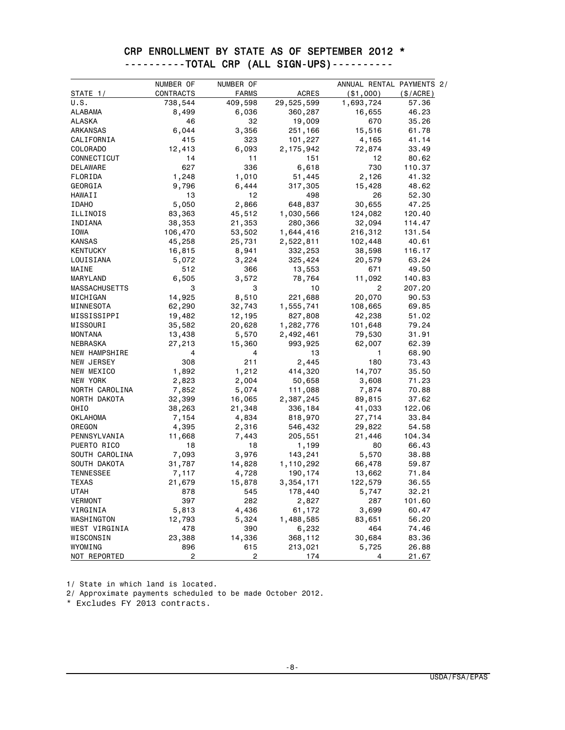# CRP ENROLLMENT BY STATE AS OF SEPTEMBER 2012 *

## ----------TOTAL CRP (ALL SIGN-UPS)----------

| STATE 1/ | NUMBER OF CONTRACTS | NUMBER OF FARMS | ACRES | ANNUAL RENTAL PAYMENTS 2/ ($1,000) | ($/ACRE) |
|---|---|---|---|---|---|
| U.S. | 738,544 | 409,598 | 29,525,599 | 1,693,724 | 57.36 |
| ALABAMA | 8,499 | 6,036 | 360,287 | 16,655 | 46.23 |
| ALASKA | 46 | 32 | 19,009 | 670 | 35.26 |
| ARKANSAS | 6,044 | 3,356 | 251,166 | 15,516 | 61.78 |
| CALIFORNIA | 415 | 323 | 101,227 | 4,165 | 41.14 |
| COLORADO | 12,413 | 6,093 | 2,175,942 | 72,874 | 33.49 |
| CONNECTICUT | 14 | 11 | 151 | 12 | 80.62 |
| DELAWARE | 627 | 336 | 6,618 | 730 | 110.37 |
| FLORIDA | 1,248 | 1,010 | 51,445 | 2,126 | 41.32 |
| GEORGIA | 9,796 | 6,444 | 317,305 | 15,428 | 48.62 |
| HAWAII | 13 | 12 | 498 | 26 | 52.30 |
| IDAHO | 5,050 | 2,866 | 648,837 | 30,655 | 47.25 |
| ILLINOIS | 83,363 | 45,512 | 1,030,566 | 124,082 | 120.40 |
| INDIANA | 38,353 | 21,353 | 280,366 | 32,094 | 114.47 |
| IOWA | 106,470 | 53,502 | 1,644,416 | 216,312 | 131.54 |
| KANSAS | 45,258 | 25,731 | 2,522,811 | 102,448 | 40.61 |
| KENTUCKY | 16,815 | 8,941 | 332,253 | 38,598 | 116.17 |
| LOUISIANA | 5,072 | 3,224 | 325,424 | 20,579 | 63.24 |
| MAINE | 512 | 366 | 13,553 | 671 | 49.50 |
| MARYLAND | 6,505 | 3,572 | 78,764 | 11,092 | 140.83 |
| MASSACHUSETTS | 3 | 3 | 10 | 2 | 207.20 |
| MICHIGAN | 14,925 | 8,510 | 221,688 | 20,070 | 90.53 |
| MINNESOTA | 62,290 | 32,743 | 1,555,741 | 108,665 | 69.85 |
| MISSISSIPPI | 19,482 | 12,195 | 827,808 | 42,238 | 51.02 |
| MISSOURI | 35,582 | 20,628 | 1,282,776 | 101,648 | 79.24 |
| MONTANA | 13,438 | 5,570 | 2,492,461 | 79,530 | 31.91 |
| NEBRASKA | 27,213 | 15,360 | 993,925 | 62,007 | 62.39 |
| NEW HAMPSHIRE | 4 | 4 | 13 | 1 | 68.90 |
| NEW JERSEY | 308 | 211 | 2,445 | 180 | 73.43 |
| NEW MEXICO | 1,892 | 1,212 | 414,320 | 14,707 | 35.50 |
| NEW YORK | 2,823 | 2,004 | 50,658 | 3,608 | 71.23 |
| NORTH CAROLINA | 7,852 | 5,074 | 111,088 | 7,874 | 70.88 |
| NORTH DAKOTA | 32,399 | 16,065 | 2,387,245 | 89,815 | 37.62 |
| OHIO | 38,263 | 21,348 | 336,184 | 41,033 | 122.06 |
| OKLAHOMA | 7,154 | 4,834 | 818,970 | 27,714 | 33.84 |
| OREGON | 4,395 | 2,316 | 546,432 | 29,822 | 54.58 |
| PENNSYLVANIA | 11,668 | 7,443 | 205,551 | 21,446 | 104.34 |
| PUERTO RICO | 18 | 18 | 1,199 | 80 | 66.43 |
| SOUTH CAROLINA | 7,093 | 3,976 | 143,241 | 5,570 | 38.88 |
| SOUTH DAKOTA | 31,787 | 14,828 | 1,110,292 | 66,478 | 59.87 |
| TENNESSEE | 7,117 | 4,728 | 190,174 | 13,662 | 71.84 |
| TEXAS | 21,679 | 15,878 | 3,354,171 | 122,579 | 36.55 |
| UTAH | 878 | 545 | 178,440 | 5,747 | 32.21 |
| VERMONT | 397 | 282 | 2,827 | 287 | 101.60 |
| VIRGINIA | 5,813 | 4,436 | 61,172 | 3,699 | 60.47 |
| WASHINGTON | 12,793 | 5,324 | 1,488,585 | 83,651 | 56.20 |
| WEST VIRGINIA | 478 | 390 | 6,232 | 464 | 74.46 |
| WISCONSIN | 23,388 | 14,336 | 368,112 | 30,684 | 83.36 |
| WYOMING | 896 | 615 | 213,021 | 5,725 | 26.88 |
| NOT REPORTED | 2 | 2 | 174 | 4 | 21.67 |

1/ State in which land is located.

2/ Approximate payments scheduled to be made October 2012.

* Excludes FY 2013 contracts.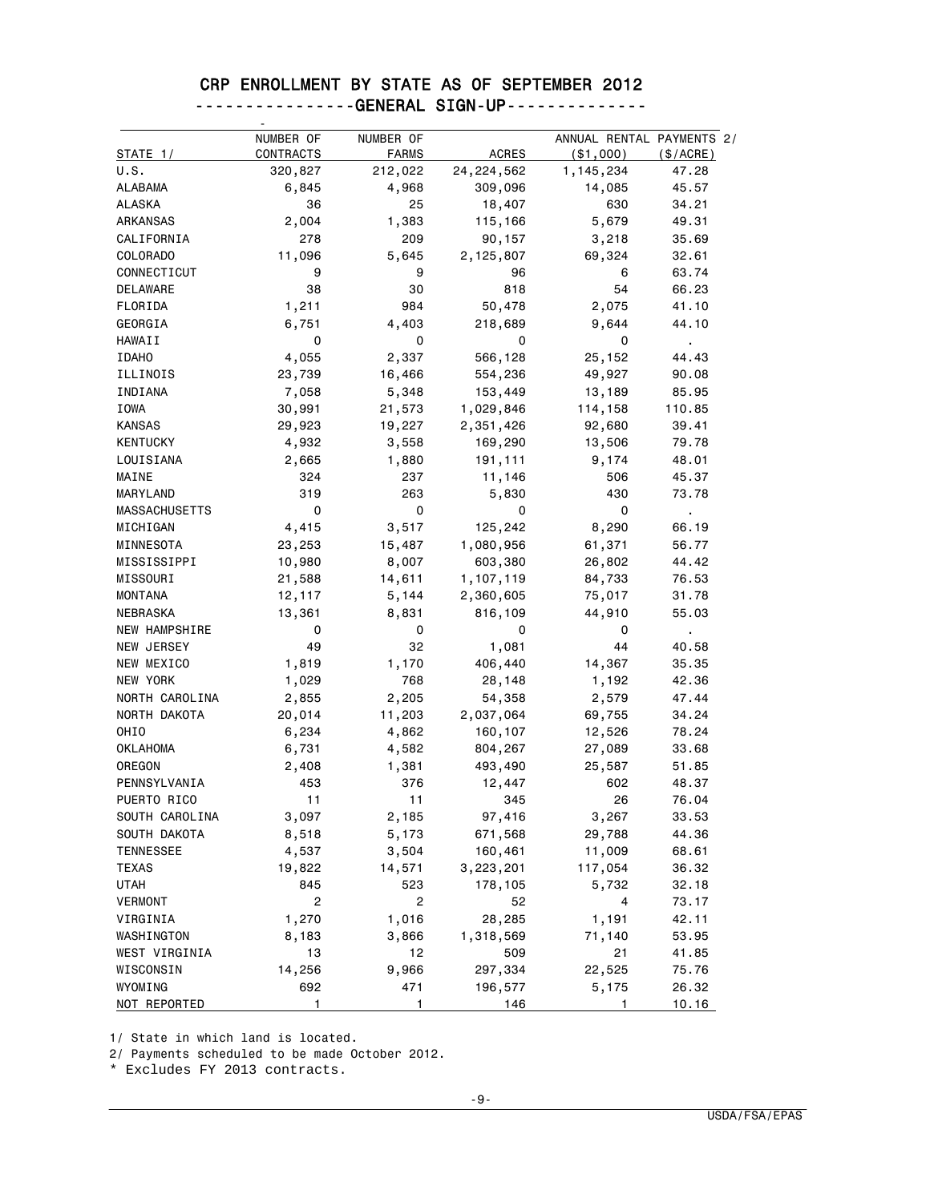# CRP ENROLLMENT BY STATE AS OF SEPTEMBER 2012

## ---------------GENERAL SIGN-UP--------------

| STATE 1/ | NUMBER OF CONTRACTS | NUMBER OF FARMS | ACRES | ANNUAL RENTAL PAYMENTS 2/ ($1,000) | ($/ACRE) |
|---|---|---|---|---|---|
| U.S. | 320,827 | 212,022 | 24,224,562 | 1,145,234 | 47.28 |
| ALABAMA | 6,845 | 4,968 | 309,096 | 14,085 | 45.57 |
| ALASKA | 36 | 25 | 18,407 | 630 | 34.21 |
| ARKANSAS | 2,004 | 1,383 | 115,166 | 5,679 | 49.31 |
| CALIFORNIA | 278 | 209 | 90,157 | 3,218 | 35.69 |
| COLORADO | 11,096 | 5,645 | 2,125,807 | 69,324 | 32.61 |
| CONNECTICUT | 9 | 9 | 96 | 6 | 63.74 |
| DELAWARE | 38 | 30 | 818 | 54 | 66.23 |
| FLORIDA | 1,211 | 984 | 50,478 | 2,075 | 41.10 |
| GEORGIA | 6,751 | 4,403 | 218,689 | 9,644 | 44.10 |
| HAWAII | 0 | 0 | 0 | 0 | . |
| IDAHO | 4,055 | 2,337 | 566,128 | 25,152 | 44.43 |
| ILLINOIS | 23,739 | 16,466 | 554,236 | 49,927 | 90.08 |
| INDIANA | 7,058 | 5,348 | 153,449 | 13,189 | 85.95 |
| IOWA | 30,991 | 21,573 | 1,029,846 | 114,158 | 110.85 |
| KANSAS | 29,923 | 19,227 | 2,351,426 | 92,680 | 39.41 |
| KENTUCKY | 4,932 | 3,558 | 169,290 | 13,506 | 79.78 |
| LOUISIANA | 2,665 | 1,880 | 191,111 | 9,174 | 48.01 |
| MAINE | 324 | 237 | 11,146 | 506 | 45.37 |
| MARYLAND | 319 | 263 | 5,830 | 430 | 73.78 |
| MASSACHUSETTS | 0 | 0 | 0 | 0 | . |
| MICHIGAN | 4,415 | 3,517 | 125,242 | 8,290 | 66.19 |
| MINNESOTA | 23,253 | 15,487 | 1,080,956 | 61,371 | 56.77 |
| MISSISSIPPI | 10,980 | 8,007 | 603,380 | 26,802 | 44.42 |
| MISSOURI | 21,588 | 14,611 | 1,107,119 | 84,733 | 76.53 |
| MONTANA | 12,117 | 5,144 | 2,360,605 | 75,017 | 31.78 |
| NEBRASKA | 13,361 | 8,831 | 816,109 | 44,910 | 55.03 |
| NEW HAMPSHIRE | 0 | 0 | 0 | 0 | . |
| NEW JERSEY | 49 | 32 | 1,081 | 44 | 40.58 |
| NEW MEXICO | 1,819 | 1,170 | 406,440 | 14,367 | 35.35 |
| NEW YORK | 1,029 | 768 | 28,148 | 1,192 | 42.36 |
| NORTH CAROLINA | 2,855 | 2,205 | 54,358 | 2,579 | 47.44 |
| NORTH DAKOTA | 20,014 | 11,203 | 2,037,064 | 69,755 | 34.24 |
| OHIO | 6,234 | 4,862 | 160,107 | 12,526 | 78.24 |
| OKLAHOMA | 6,731 | 4,582 | 804,267 | 27,089 | 33.68 |
| OREGON | 2,408 | 1,381 | 493,490 | 25,587 | 51.85 |
| PENNSYLVANIA | 453 | 376 | 12,447 | 602 | 48.37 |
| PUERTO RICO | 11 | 11 | 345 | 26 | 76.04 |
| SOUTH CAROLINA | 3,097 | 2,185 | 97,416 | 3,267 | 33.53 |
| SOUTH DAKOTA | 8,518 | 5,173 | 671,568 | 29,788 | 44.36 |
| TENNESSEE | 4,537 | 3,504 | 160,461 | 11,009 | 68.61 |
| TEXAS | 19,822 | 14,571 | 3,223,201 | 117,054 | 36.32 |
| UTAH | 845 | 523 | 178,105 | 5,732 | 32.18 |
| VERMONT | 2 | 2 | 52 | 4 | 73.17 |
| VIRGINIA | 1,270 | 1,016 | 28,285 | 1,191 | 42.11 |
| WASHINGTON | 8,183 | 3,866 | 1,318,569 | 71,140 | 53.95 |
| WEST VIRGINIA | 13 | 12 | 509 | 21 | 41.85 |
| WISCONSIN | 14,256 | 9,966 | 297,334 | 22,525 | 75.76 |
| WYOMING | 692 | 471 | 196,577 | 5,175 | 26.32 |
| NOT REPORTED | 1 | 1 | 146 | 1 | 10.16 |

1/ State in which land is located.

2/ Payments scheduled to be made October 2012.

* Excludes FY 2013 contracts.

USDA/FSA/EPAS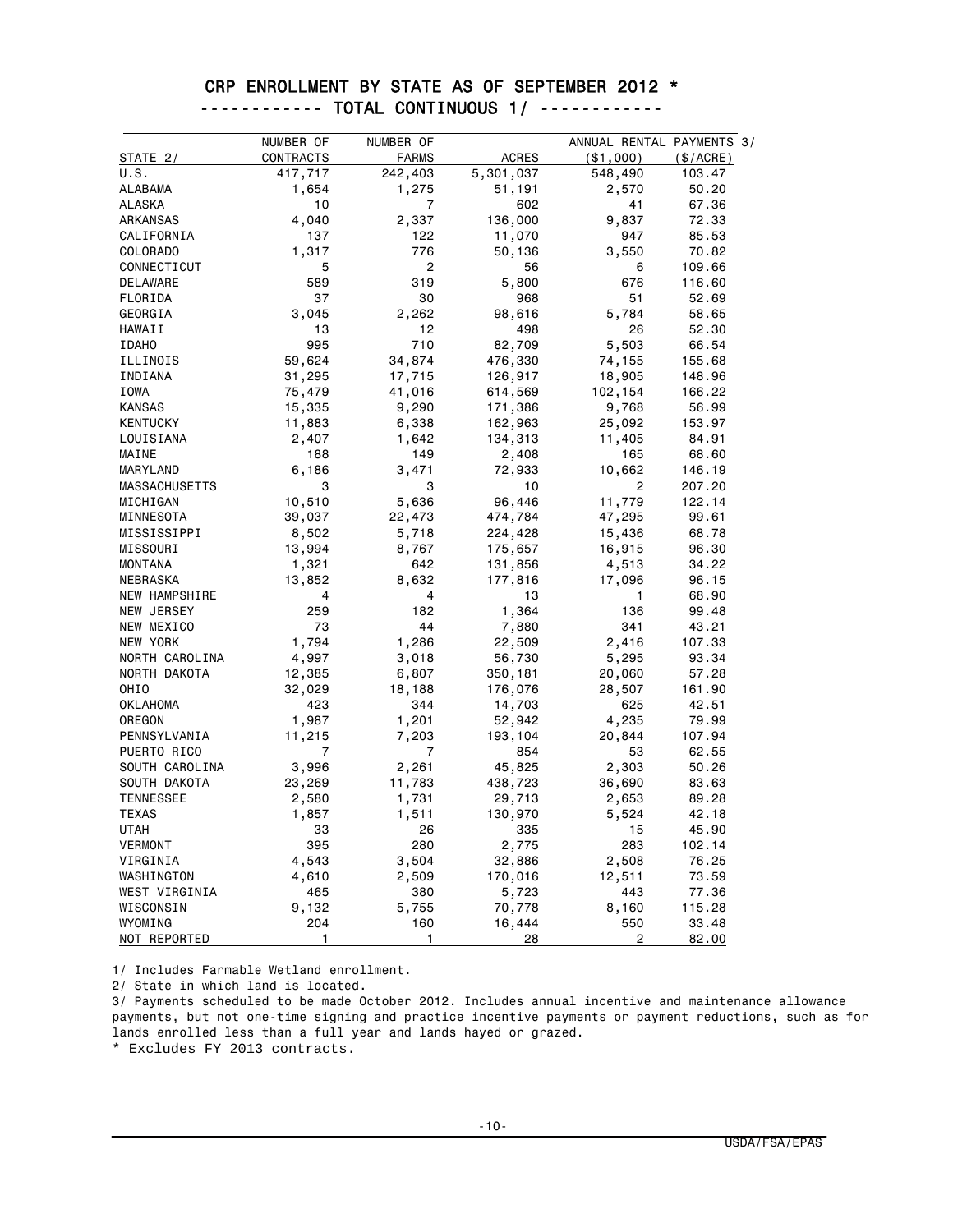## CRP ENROLLMENT BY STATE AS OF SEPTEMBER 2012 *

### ------------ TOTAL CONTINUOUS 1/ ------------

| STATE 2/ | NUMBER OF CONTRACTS | NUMBER OF FARMS | ACRES | ANNUAL RENTAL PAYMENTS 3/ ($1,000) | ($/ACRE) |
|---|---|---|---|---|---|
| U.S. | 417,717 | 242,403 | 5,301,037 | 548,490 | 103.47 |
| ALABAMA | 1,654 | 1,275 | 51,191 | 2,570 | 50.20 |
| ALASKA | 10 | 7 | 602 | 41 | 67.36 |
| ARKANSAS | 4,040 | 2,337 | 136,000 | 9,837 | 72.33 |
| CALIFORNIA | 137 | 122 | 11,070 | 947 | 85.53 |
| COLORADO | 1,317 | 776 | 50,136 | 3,550 | 70.82 |
| CONNECTICUT | 5 | 2 | 56 | 6 | 109.66 |
| DELAWARE | 589 | 319 | 5,800 | 676 | 116.60 |
| FLORIDA | 37 | 30 | 968 | 51 | 52.69 |
| GEORGIA | 3,045 | 2,262 | 98,616 | 5,784 | 58.65 |
| HAWAII | 13 | 12 | 498 | 26 | 52.30 |
| IDAHO | 995 | 710 | 82,709 | 5,503 | 66.54 |
| ILLINOIS | 59,624 | 34,874 | 476,330 | 74,155 | 155.68 |
| INDIANA | 31,295 | 17,715 | 126,917 | 18,905 | 148.96 |
| IOWA | 75,479 | 41,016 | 614,569 | 102,154 | 166.22 |
| KANSAS | 15,335 | 9,290 | 171,386 | 9,768 | 56.99 |
| KENTUCKY | 11,883 | 6,338 | 162,963 | 25,092 | 153.97 |
| LOUISIANA | 2,407 | 1,642 | 134,313 | 11,405 | 84.91 |
| MAINE | 188 | 149 | 2,408 | 165 | 68.60 |
| MARYLAND | 6,186 | 3,471 | 72,933 | 10,662 | 146.19 |
| MASSACHUSETTS | 3 | 3 | 10 | 2 | 207.20 |
| MICHIGAN | 10,510 | 5,636 | 96,446 | 11,779 | 122.14 |
| MINNESOTA | 39,037 | 22,473 | 474,784 | 47,295 | 99.61 |
| MISSISSIPPI | 8,502 | 5,718 | 224,428 | 15,436 | 68.78 |
| MISSOURI | 13,994 | 8,767 | 175,657 | 16,915 | 96.30 |
| MONTANA | 1,321 | 642 | 131,856 | 4,513 | 34.22 |
| NEBRASKA | 13,852 | 8,632 | 177,816 | 17,096 | 96.15 |
| NEW HAMPSHIRE | 4 | 4 | 13 | 1 | 68.90 |
| NEW JERSEY | 259 | 182 | 1,364 | 136 | 99.48 |
| NEW MEXICO | 73 | 44 | 7,880 | 341 | 43.21 |
| NEW YORK | 1,794 | 1,286 | 22,509 | 2,416 | 107.33 |
| NORTH CAROLINA | 4,997 | 3,018 | 56,730 | 5,295 | 93.34 |
| NORTH DAKOTA | 12,385 | 6,807 | 350,181 | 20,060 | 57.28 |
| OHIO | 32,029 | 18,188 | 176,076 | 28,507 | 161.90 |
| OKLAHOMA | 423 | 344 | 14,703 | 625 | 42.51 |
| OREGON | 1,987 | 1,201 | 52,942 | 4,235 | 79.99 |
| PENNSYLVANIA | 11,215 | 7,203 | 193,104 | 20,844 | 107.94 |
| PUERTO RICO | 7 | 7 | 854 | 53 | 62.55 |
| SOUTH CAROLINA | 3,996 | 2,261 | 45,825 | 2,303 | 50.26 |
| SOUTH DAKOTA | 23,269 | 11,783 | 438,723 | 36,690 | 83.63 |
| TENNESSEE | 2,580 | 1,731 | 29,713 | 2,653 | 89.28 |
| TEXAS | 1,857 | 1,511 | 130,970 | 5,524 | 42.18 |
| UTAH | 33 | 26 | 335 | 15 | 45.90 |
| VERMONT | 395 | 280 | 2,775 | 283 | 102.14 |
| VIRGINIA | 4,543 | 3,504 | 32,886 | 2,508 | 76.25 |
| WASHINGTON | 4,610 | 2,509 | 170,016 | 12,511 | 73.59 |
| WEST VIRGINIA | 465 | 380 | 5,723 | 443 | 77.36 |
| WISCONSIN | 9,132 | 5,755 | 70,778 | 8,160 | 115.28 |
| WYOMING | 204 | 160 | 16,444 | 550 | 33.48 |
| NOT REPORTED | 1 | 1 | 28 | 2 | 82.00 |

1/ Includes Farmable Wetland enrollment.

2/ State in which land is located.

3/ Payments scheduled to be made October 2012. Includes annual incentive and maintenance allowance payments, but not one-time signing and practice incentive payments or payment reductions, such as for lands enrolled less than a full year and lands hayed or grazed.

* Excludes FY 2013 contracts.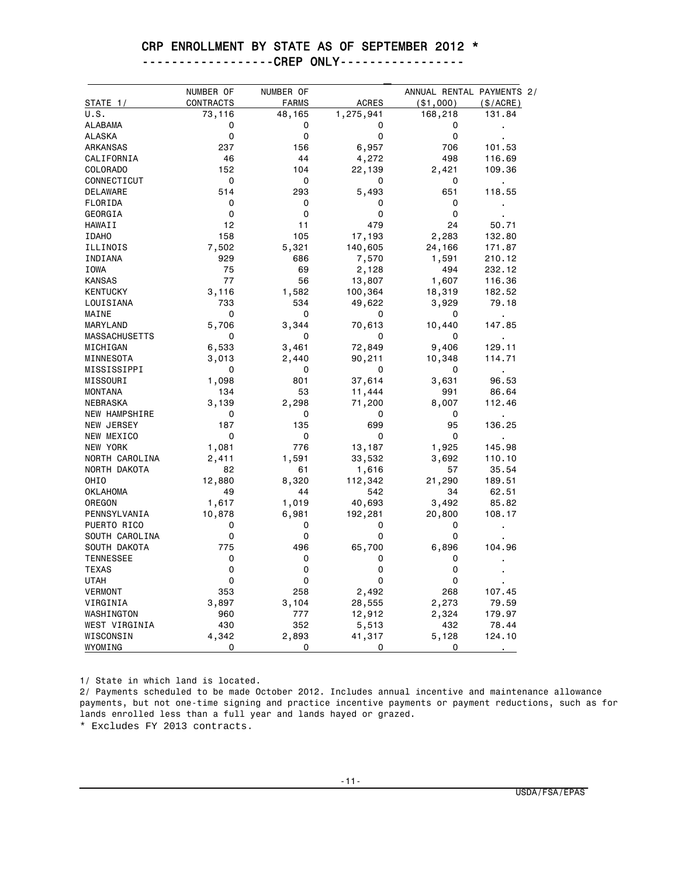# CRP ENROLLMENT BY STATE AS OF SEPTEMBER 2012 *

## ------------------CREP ONLY----------------

| STATE 1/ | NUMBER OF CONTRACTS | NUMBER OF FARMS | ACRES | ANNUAL RENTAL PAYMENTS 2/ ($1,000) | ($/ACRE) |
|---|---|---|---|---|---|
| U.S. | 73,116 | 48,165 | 1,275,941 | 168,218 | 131.84 |
| ALABAMA | 0 | 0 | 0 | 0 | . |
| ALASKA | 0 | 0 | 0 | 0 | . |
| ARKANSAS | 237 | 156 | 6,957 | 706 | 101.53 |
| CALIFORNIA | 46 | 44 | 4,272 | 498 | 116.69 |
| COLORADO | 152 | 104 | 22,139 | 2,421 | 109.36 |
| CONNECTICUT | 0 | 0 | 0 | 0 | . |
| DELAWARE | 514 | 293 | 5,493 | 651 | 118.55 |
| FLORIDA | 0 | 0 | 0 | 0 | . |
| GEORGIA | 0 | 0 | 0 | 0 | . |
| HAWAII | 12 | 11 | 479 | 24 | 50.71 |
| IDAHO | 158 | 105 | 17,193 | 2,283 | 132.80 |
| ILLINOIS | 7,502 | 5,321 | 140,605 | 24,166 | 171.87 |
| INDIANA | 929 | 686 | 7,570 | 1,591 | 210.12 |
| IOWA | 75 | 69 | 2,128 | 494 | 232.12 |
| KANSAS | 77 | 56 | 13,807 | 1,607 | 116.36 |
| KENTUCKY | 3,116 | 1,582 | 100,364 | 18,319 | 182.52 |
| LOUISIANA | 733 | 534 | 49,622 | 3,929 | 79.18 |
| MAINE | 0 | 0 | 0 | 0 | . |
| MARYLAND | 5,706 | 3,344 | 70,613 | 10,440 | 147.85 |
| MASSACHUSETTS | 0 | 0 | 0 | 0 | . |
| MICHIGAN | 6,533 | 3,461 | 72,849 | 9,406 | 129.11 |
| MINNESOTA | 3,013 | 2,440 | 90,211 | 10,348 | 114.71 |
| MISSISSIPPI | 0 | 0 | 0 | 0 | . |
| MISSOURI | 1,098 | 801 | 37,614 | 3,631 | 96.53 |
| MONTANA | 134 | 53 | 11,444 | 991 | 86.64 |
| NEBRASKA | 3,139 | 2,298 | 71,200 | 8,007 | 112.46 |
| NEW HAMPSHIRE | 0 | 0 | 0 | 0 | . |
| NEW JERSEY | 187 | 135 | 699 | 95 | 136.25 |
| NEW MEXICO | 0 | 0 | 0 | 0 | . |
| NEW YORK | 1,081 | 776 | 13,187 | 1,925 | 145.98 |
| NORTH CAROLINA | 2,411 | 1,591 | 33,532 | 3,692 | 110.10 |
| NORTH DAKOTA | 82 | 61 | 1,616 | 57 | 35.54 |
| OHIO | 12,880 | 8,320 | 112,342 | 21,290 | 189.51 |
| OKLAHOMA | 49 | 44 | 542 | 34 | 62.51 |
| OREGON | 1,617 | 1,019 | 40,693 | 3,492 | 85.82 |
| PENNSYLVANIA | 10,878 | 6,981 | 192,281 | 20,800 | 108.17 |
| PUERTO RICO | 0 | 0 | 0 | 0 | . |
| SOUTH CAROLINA | 0 | 0 | 0 | 0 | . |
| SOUTH DAKOTA | 775 | 496 | 65,700 | 6,896 | 104.96 |
| TENNESSEE | 0 | 0 | 0 | 0 | . |
| TEXAS | 0 | 0 | 0 | 0 | . |
| UTAH | 0 | 0 | 0 | 0 | . |
| VERMONT | 353 | 258 | 2,492 | 268 | 107.45 |
| VIRGINIA | 3,897 | 3,104 | 28,555 | 2,273 | 79.59 |
| WASHINGTON | 960 | 777 | 12,912 | 2,324 | 179.97 |
| WEST VIRGINIA | 430 | 352 | 5,513 | 432 | 78.44 |
| WISCONSIN | 4,342 | 2,893 | 41,317 | 5,128 | 124.10 |
| WYOMING | 0 | 0 | 0 | 0 | . |

1/ State in which land is located.

2/ Payments scheduled to be made October 2012. Includes annual incentive and maintenance allowance payments, but not one-time signing and practice incentive payments or payment reductions, such as for lands enrolled less than a full year and lands hayed or grazed.

* Excludes FY 2013 contracts.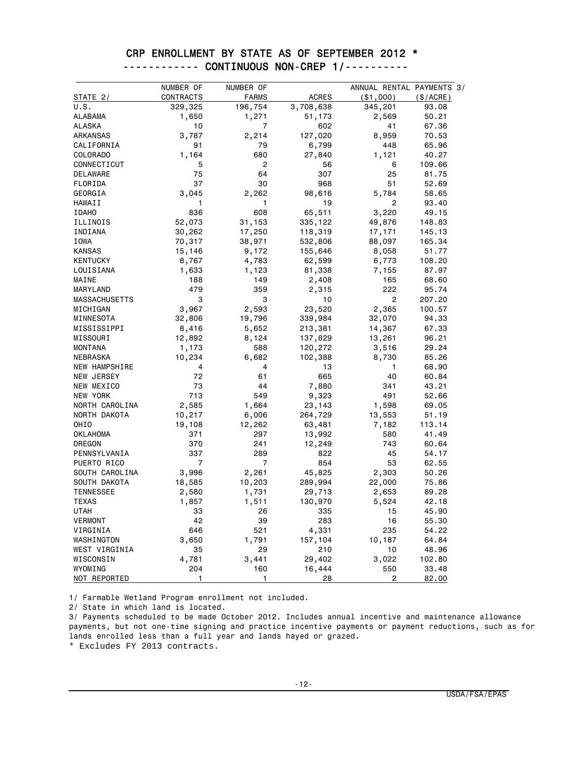# CRP ENROLLMENT BY STATE AS OF SEPTEMBER 2012 *

## ------------ CONTINUOUS NON-CREP 1/----------

| STATE 2/ | NUMBER OF CONTRACTS | NUMBER OF FARMS | ACRES | ANNUAL RENTAL PAYMENTS 3/ ($1,000) | ($/ACRE) |
|---|---|---|---|---|---|
| U.S. | 329,325 | 196,754 | 3,708,638 | 345,201 | 93.08 |
| ALABAMA | 1,650 | 1,271 | 51,173 | 2,569 | 50.21 |
| ALASKA | 10 | 7 | 602 | 41 | 67.36 |
| ARKANSAS | 3,787 | 2,214 | 127,020 | 8,959 | 70.53 |
| CALIFORNIA | 91 | 79 | 6,799 | 448 | 65.96 |
| COLORADO | 1,164 | 680 | 27,840 | 1,121 | 40.27 |
| CONNECTICUT | 5 | 2 | 56 | 6 | 109.66 |
| DELAWARE | 75 | 64 | 307 | 25 | 81.75 |
| FLORIDA | 37 | 30 | 968 | 51 | 52.69 |
| GEORGIA | 3,045 | 2,262 | 98,616 | 5,784 | 58.65 |
| HAWAII | 1 | 1 | 19 | 2 | 93.40 |
| IDAHO | 836 | 608 | 65,511 | 3,220 | 49.15 |
| ILLINOIS | 52,073 | 31,153 | 335,122 | 49,876 | 148.83 |
| INDIANA | 30,262 | 17,250 | 118,319 | 17,171 | 145.13 |
| IOWA | 70,317 | 38,971 | 532,806 | 88,097 | 165.34 |
| KANSAS | 15,146 | 9,172 | 155,646 | 8,058 | 51.77 |
| KENTUCKY | 8,767 | 4,783 | 62,599 | 6,773 | 108.20 |
| LOUISIANA | 1,633 | 1,123 | 81,338 | 7,155 | 87.97 |
| MAINE | 188 | 149 | 2,408 | 165 | 68.60 |
| MARYLAND | 479 | 359 | 2,315 | 222 | 95.74 |
| MASSACHUSETTS | 3 | 3 | 10 | 2 | 207.20 |
| MICHIGAN | 3,967 | 2,593 | 23,520 | 2,365 | 100.57 |
| MINNESOTA | 32,806 | 19,796 | 339,984 | 32,070 | 94.33 |
| MISSISSIPPI | 8,416 | 5,652 | 213,381 | 14,367 | 67.33 |
| MISSOURI | 12,892 | 8,124 | 137,829 | 13,261 | 96.21 |
| MONTANA | 1,173 | 588 | 120,272 | 3,516 | 29.24 |
| NEBRASKA | 10,234 | 6,682 | 102,388 | 8,730 | 85.26 |
| NEW HAMPSHIRE | 4 | 4 | 13 | 1 | 68.90 |
| NEW JERSEY | 72 | 61 | 665 | 40 | 60.84 |
| NEW MEXICO | 73 | 44 | 7,880 | 341 | 43.21 |
| NEW YORK | 713 | 549 | 9,323 | 491 | 52.66 |
| NORTH CAROLINA | 2,585 | 1,664 | 23,143 | 1,598 | 69.05 |
| NORTH DAKOTA | 10,217 | 6,006 | 264,729 | 13,553 | 51.19 |
| OHIO | 19,108 | 12,262 | 63,481 | 7,182 | 113.14 |
| OKLAHOMA | 371 | 297 | 13,992 | 580 | 41.49 |
| OREGON | 370 | 241 | 12,249 | 743 | 60.64 |
| PENNSYLVANIA | 337 | 289 | 822 | 45 | 54.17 |
| PUERTO RICO | 7 | 7 | 854 | 53 | 62.55 |
| SOUTH CAROLINA | 3,996 | 2,261 | 45,825 | 2,303 | 50.26 |
| SOUTH DAKOTA | 18,585 | 10,203 | 289,994 | 22,000 | 75.86 |
| TENNESSEE | 2,580 | 1,731 | 29,713 | 2,653 | 89.28 |
| TEXAS | 1,857 | 1,511 | 130,970 | 5,524 | 42.18 |
| UTAH | 33 | 26 | 335 | 15 | 45.90 |
| VERMONT | 42 | 39 | 283 | 16 | 55.30 |
| VIRGINIA | 646 | 521 | 4,331 | 235 | 54.22 |
| WASHINGTON | 3,650 | 1,791 | 157,104 | 10,187 | 64.84 |
| WEST VIRGINIA | 35 | 29 | 210 | 10 | 48.96 |
| WISCONSIN | 4,781 | 3,441 | 29,402 | 3,022 | 102.80 |
| WYOMING | 204 | 160 | 16,444 | 550 | 33.48 |
| NOT REPORTED | 1 | 1 | 28 | 2 | 82.00 |

1/ Farmable Wetland Program enrollment not included.

2/ State in which land is located.

3/ Payments scheduled to be made October 2012. Includes annual incentive and maintenance allowance payments, but not one-time signing and practice incentive payments or payment reductions, such as for lands enrolled less than a full year and lands hayed or grazed.

* Excludes FY 2013 contracts.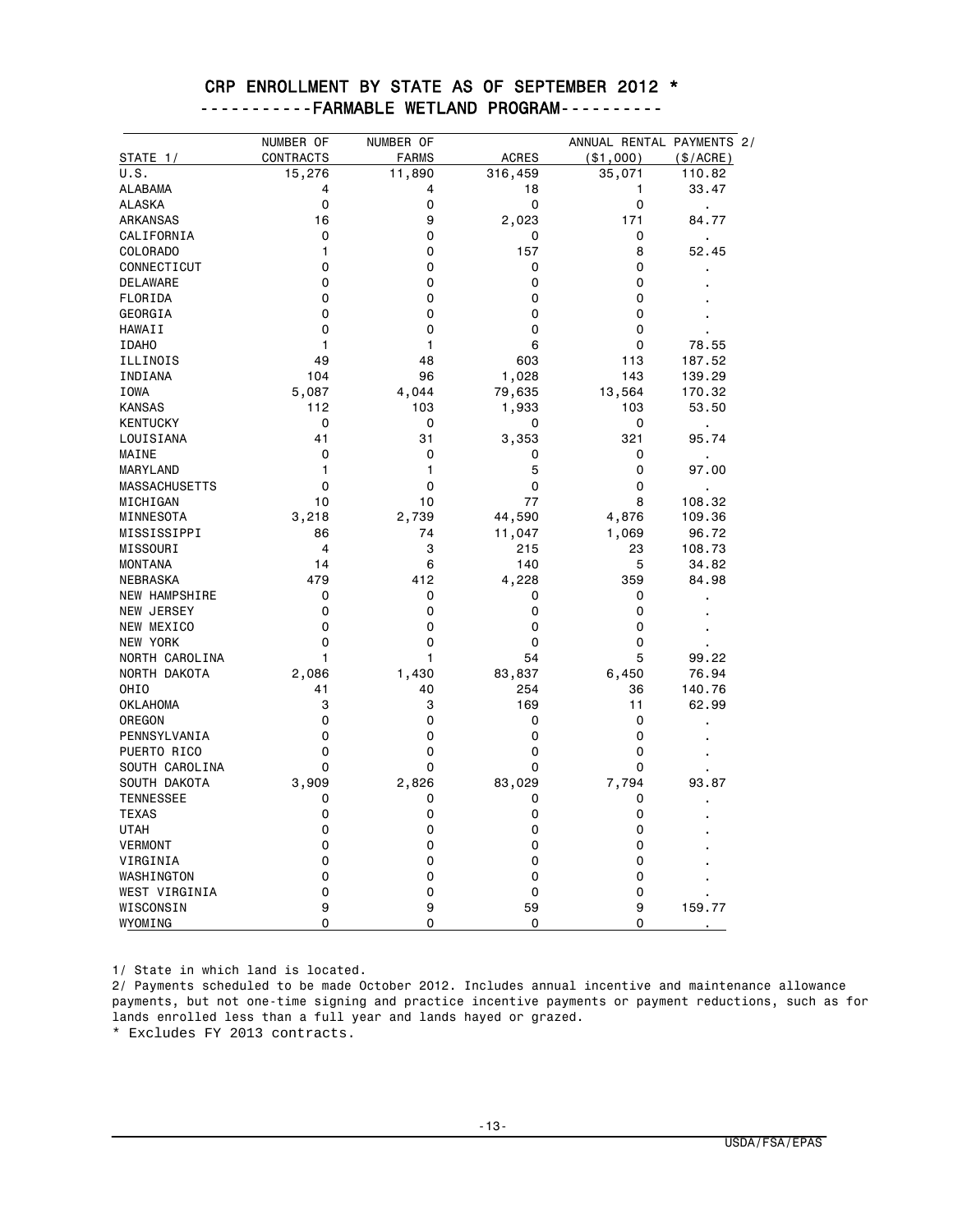# CRP ENROLLMENT BY STATE AS OF SEPTEMBER 2012 *

## ----------FARMABLE WETLAND PROGRAM----------

| STATE 1/ | NUMBER OF CONTRACTS | NUMBER OF FARMS | ACRES | ANNUAL RENTAL PAYMENTS 2/ ($1,000) | ($/ACRE) |
|---|---|---|---|---|---|
| U.S. | 15,276 | 11,890 | 316,459 | 35,071 | 110.82 |
| ALABAMA | 4 | 4 | 18 | 1 | 33.47 |
| ALASKA | 0 | 0 | 0 | 0 | . |
| ARKANSAS | 16 | 9 | 2,023 | 171 | 84.77 |
| CALIFORNIA | 0 | 0 | 0 | 0 | . |
| COLORADO | 1 | 0 | 157 | 8 | 52.45 |
| CONNECTICUT | 0 | 0 | 0 | 0 | . |
| DELAWARE | 0 | 0 | 0 | 0 | . |
| FLORIDA | 0 | 0 | 0 | 0 | . |
| GEORGIA | 0 | 0 | 0 | 0 | . |
| HAWAII | 0 | 0 | 0 | 0 | . |
| IDAHO | 1 | 1 | 6 | 0 | 78.55 |
| ILLINOIS | 49 | 48 | 603 | 113 | 187.52 |
| INDIANA | 104 | 96 | 1,028 | 143 | 139.29 |
| IOWA | 5,087 | 4,044 | 79,635 | 13,564 | 170.32 |
| KANSAS | 112 | 103 | 1,933 | 103 | 53.50 |
| KENTUCKY | 0 | 0 | 0 | 0 | . |
| LOUISIANA | 41 | 31 | 3,353 | 321 | 95.74 |
| MAINE | 0 | 0 | 0 | 0 | . |
| MARYLAND | 1 | 1 | 5 | 0 | 97.00 |
| MASSACHUSETTS | 0 | 0 | 0 | 0 | . |
| MICHIGAN | 10 | 10 | 77 | 8 | 108.32 |
| MINNESOTA | 3,218 | 2,739 | 44,590 | 4,876 | 109.36 |
| MISSISSIPPI | 86 | 74 | 11,047 | 1,069 | 96.72 |
| MISSOURI | 4 | 3 | 215 | 23 | 108.73 |
| MONTANA | 14 | 6 | 140 | 5 | 34.82 |
| NEBRASKA | 479 | 412 | 4,228 | 359 | 84.98 |
| NEW HAMPSHIRE | 0 | 0 | 0 | 0 | . |
| NEW JERSEY | 0 | 0 | 0 | 0 | . |
| NEW MEXICO | 0 | 0 | 0 | 0 | . |
| NEW YORK | 0 | 0 | 0 | 0 | . |
| NORTH CAROLINA | 1 | 1 | 54 | 5 | 99.22 |
| NORTH DAKOTA | 2,086 | 1,430 | 83,837 | 6,450 | 76.94 |
| OHIO | 41 | 40 | 254 | 36 | 140.76 |
| OKLAHOMA | 3 | 3 | 169 | 11 | 62.99 |
| OREGON | 0 | 0 | 0 | 0 | . |
| PENNSYLVANIA | 0 | 0 | 0 | 0 | . |
| PUERTO RICO | 0 | 0 | 0 | 0 | . |
| SOUTH CAROLINA | 0 | 0 | 0 | 0 | . |
| SOUTH DAKOTA | 3,909 | 2,826 | 83,029 | 7,794 | 93.87 |
| TENNESSEE | 0 | 0 | 0 | 0 | . |
| TEXAS | 0 | 0 | 0 | 0 | . |
| UTAH | 0 | 0 | 0 | 0 | . |
| VERMONT | 0 | 0 | 0 | 0 | . |
| VIRGINIA | 0 | 0 | 0 | 0 | . |
| WASHINGTON | 0 | 0 | 0 | 0 | . |
| WEST VIRGINIA | 0 | 0 | 0 | 0 | . |
| WISCONSIN | 9 | 9 | 59 | 9 | 159.77 |
| WYOMING | 0 | 0 | 0 | 0 | . |

1/ State in which land is located.

2/ Payments scheduled to be made October 2012. Includes annual incentive and maintenance allowance payments, but not one-time signing and practice incentive payments or payment reductions, such as for lands enrolled less than a full year and lands hayed or grazed.

* Excludes FY 2013 contracts.

USDA/FSA/EPAS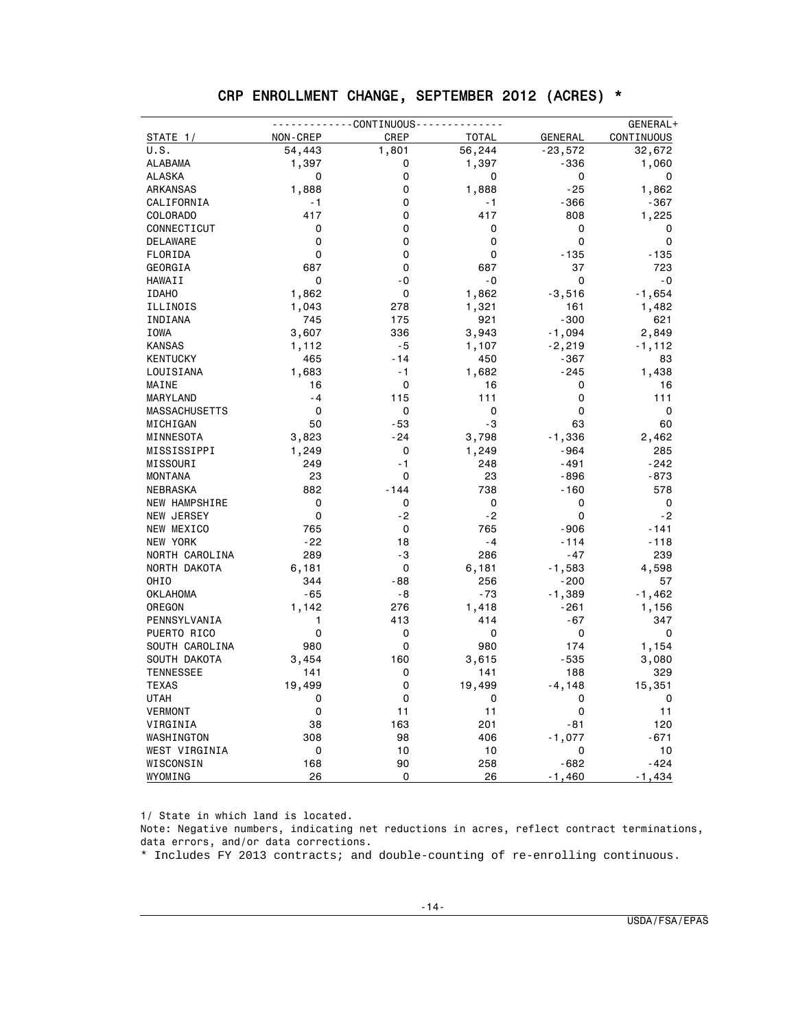# CRP ENROLLMENT CHANGE, SEPTEMBER 2012 (ACRES) *

| STATE 1/ | CONTINUOUS NON-CREP | CONTINUOUS CREP | CONTINUOUS TOTAL | GENERAL | GENERAL+ CONTINUOUS |
|---|---|---|---|---|---|
| U.S. | 54,443 | 1,801 | 56,244 | -23,572 | 32,672 |
| ALABAMA | 1,397 | 0 | 1,397 | -336 | 1,060 |
| ALASKA | 0 | 0 | 0 | 0 | 0 |
| ARKANSAS | 1,888 | 0 | 1,888 | -25 | 1,862 |
| CALIFORNIA | -1 | 0 | -1 | -366 | -367 |
| COLORADO | 417 | 0 | 417 | 808 | 1,225 |
| CONNECTICUT | 0 | 0 | 0 | 0 | 0 |
| DELAWARE | 0 | 0 | 0 | 0 | 0 |
| FLORIDA | 0 | 0 | 0 | -135 | -135 |
| GEORGIA | 687 | 0 | 687 | 37 | 723 |
| HAWAII | 0 | -0 | -0 | 0 | -0 |
| IDAHO | 1,862 | 0 | 1,862 | -3,516 | -1,654 |
| ILLINOIS | 1,043 | 278 | 1,321 | 161 | 1,482 |
| INDIANA | 745 | 175 | 921 | -300 | 621 |
| IOWA | 3,607 | 336 | 3,943 | -1,094 | 2,849 |
| KANSAS | 1,112 | -5 | 1,107 | -2,219 | -1,112 |
| KENTUCKY | 465 | -14 | 450 | -367 | 83 |
| LOUISIANA | 1,683 | -1 | 1,682 | -245 | 1,438 |
| MAINE | 16 | 0 | 16 | 0 | 16 |
| MARYLAND | -4 | 115 | 111 | 0 | 111 |
| MASSACHUSETTS | 0 | 0 | 0 | 0 | 0 |
| MICHIGAN | 50 | -53 | -3 | 63 | 60 |
| MINNESOTA | 3,823 | -24 | 3,798 | -1,336 | 2,462 |
| MISSISSIPPI | 1,249 | 0 | 1,249 | -964 | 285 |
| MISSOURI | 249 | -1 | 248 | -491 | -242 |
| MONTANA | 23 | 0 | 23 | -896 | -873 |
| NEBRASKA | 882 | -144 | 738 | -160 | 578 |
| NEW HAMPSHIRE | 0 | 0 | 0 | 0 | 0 |
| NEW JERSEY | 0 | -2 | -2 | 0 | -2 |
| NEW MEXICO | 765 | 0 | 765 | -906 | -141 |
| NEW YORK | -22 | 18 | -4 | -114 | -118 |
| NORTH CAROLINA | 289 | -3 | 286 | -47 | 239 |
| NORTH DAKOTA | 6,181 | 0 | 6,181 | -1,583 | 4,598 |
| OHIO | 344 | -88 | 256 | -200 | 57 |
| OKLAHOMA | -65 | -8 | -73 | -1,389 | -1,462 |
| OREGON | 1,142 | 276 | 1,418 | -261 | 1,156 |
| PENNSYLVANIA | 1 | 413 | 414 | -67 | 347 |
| PUERTO RICO | 0 | 0 | 0 | 0 | 0 |
| SOUTH CAROLINA | 980 | 0 | 980 | 174 | 1,154 |
| SOUTH DAKOTA | 3,454 | 160 | 3,615 | -535 | 3,080 |
| TENNESSEE | 141 | 0 | 141 | 188 | 329 |
| TEXAS | 19,499 | 0 | 19,499 | -4,148 | 15,351 |
| UTAH | 0 | 0 | 0 | 0 | 0 |
| VERMONT | 0 | 11 | 11 | 0 | 11 |
| VIRGINIA | 38 | 163 | 201 | -81 | 120 |
| WASHINGTON | 308 | 98 | 406 | -1,077 | -671 |
| WEST VIRGINIA | 0 | 10 | 10 | 0 | 10 |
| WISCONSIN | 168 | 90 | 258 | -682 | -424 |
| WYOMING | 26 | 0 | 26 | -1,460 | -1,434 |

1/ State in which land is located.

Note: Negative numbers, indicating net reductions in acres, reflect contract terminations, data errors, and/or data corrections.

* Includes FY 2013 contracts; and double-counting of re-enrolling continuous.

USDA/FSA/EPAS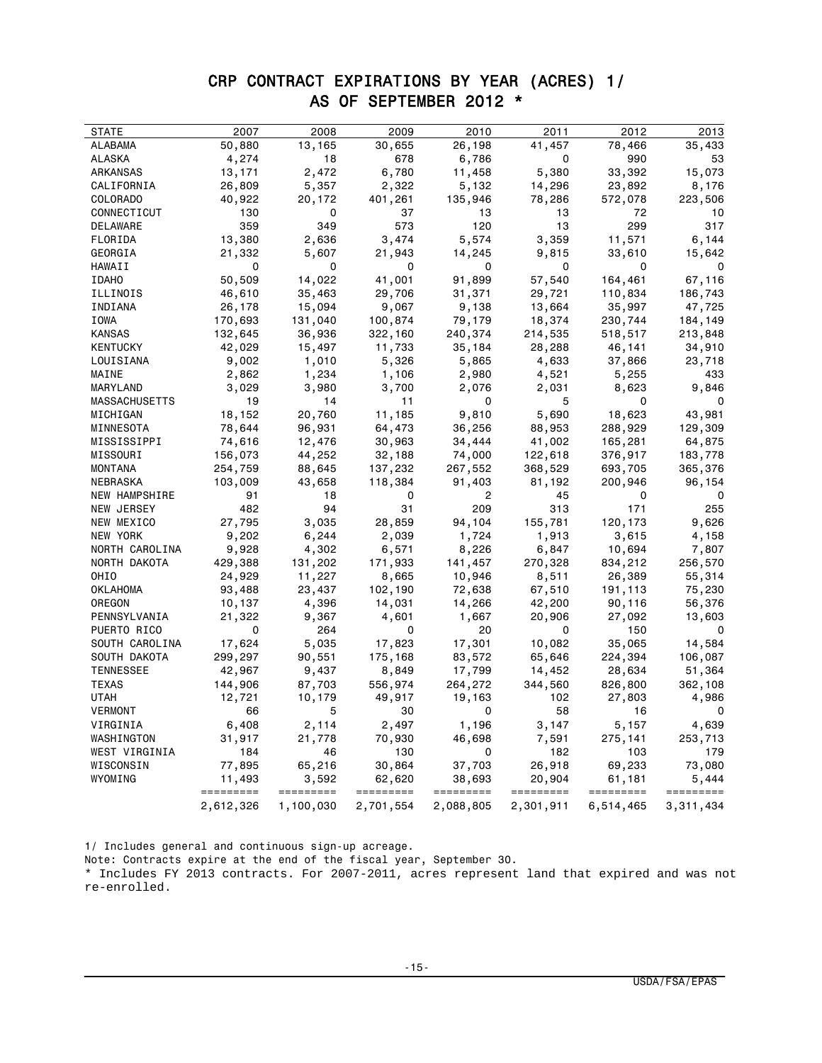# CRP CONTRACT EXPIRATIONS BY YEAR (ACRES) 1/
## AS OF SEPTEMBER 2012 *

| STATE | 2007 | 2008 | 2009 | 2010 | 2011 | 2012 | 2013 |
|---|---|---|---|---|---|---|---|
| ALABAMA | 50,880 | 13,165 | 30,655 | 26,198 | 41,457 | 78,466 | 35,433 |
| ALASKA | 4,274 | 18 | 678 | 6,786 | 0 | 990 | 53 |
| ARKANSAS | 13,171 | 2,472 | 6,780 | 11,458 | 5,380 | 33,392 | 15,073 |
| CALIFORNIA | 26,809 | 5,357 | 2,322 | 5,132 | 14,296 | 23,892 | 8,176 |
| COLORADO | 40,922 | 20,172 | 401,261 | 135,946 | 78,286 | 572,078 | 223,506 |
| CONNECTICUT | 130 | 0 | 37 | 13 | 13 | 72 | 10 |
| DELAWARE | 359 | 349 | 573 | 120 | 13 | 299 | 317 |
| FLORIDA | 13,380 | 2,636 | 3,474 | 5,574 | 3,359 | 11,571 | 6,144 |
| GEORGIA | 21,332 | 5,607 | 21,943 | 14,245 | 9,815 | 33,610 | 15,642 |
| HAWAII | 0 | 0 | 0 | 0 | 0 | 0 | 0 |
| IDAHO | 50,509 | 14,022 | 41,001 | 91,899 | 57,540 | 164,461 | 67,116 |
| ILLINOIS | 46,610 | 35,463 | 29,706 | 31,371 | 29,721 | 110,834 | 186,743 |
| INDIANA | 26,178 | 15,094 | 9,067 | 9,138 | 13,664 | 35,997 | 47,725 |
| IOWA | 170,693 | 131,040 | 100,874 | 79,179 | 18,374 | 230,744 | 184,149 |
| KANSAS | 132,645 | 36,936 | 322,160 | 240,374 | 214,535 | 518,517 | 213,848 |
| KENTUCKY | 42,029 | 15,497 | 11,733 | 35,184 | 28,288 | 46,141 | 34,910 |
| LOUISIANA | 9,002 | 1,010 | 5,326 | 5,865 | 4,633 | 37,866 | 23,718 |
| MAINE | 2,862 | 1,234 | 1,106 | 2,980 | 4,521 | 5,255 | 433 |
| MARYLAND | 3,029 | 3,980 | 3,700 | 2,076 | 2,031 | 8,623 | 9,846 |
| MASSACHUSETTS | 19 | 14 | 11 | 0 | 5 | 0 | 0 |
| MICHIGAN | 18,152 | 20,760 | 11,185 | 9,810 | 5,690 | 18,623 | 43,981 |
| MINNESOTA | 78,644 | 96,931 | 64,473 | 36,256 | 88,953 | 288,929 | 129,309 |
| MISSISSIPPI | 74,616 | 12,476 | 30,963 | 34,444 | 41,002 | 165,281 | 64,875 |
| MISSOURI | 156,073 | 44,252 | 32,188 | 74,000 | 122,618 | 376,917 | 183,778 |
| MONTANA | 254,759 | 88,645 | 137,232 | 267,552 | 368,529 | 693,705 | 365,376 |
| NEBRASKA | 103,009 | 43,658 | 118,384 | 91,403 | 81,192 | 200,946 | 96,154 |
| NEW HAMPSHIRE | 91 | 18 | 0 | 2 | 45 | 0 | 0 |
| NEW JERSEY | 482 | 94 | 31 | 209 | 313 | 171 | 255 |
| NEW MEXICO | 27,795 | 3,035 | 28,859 | 94,104 | 155,781 | 120,173 | 9,626 |
| NEW YORK | 9,202 | 6,244 | 2,039 | 1,724 | 1,913 | 3,615 | 4,158 |
| NORTH CAROLINA | 9,928 | 4,302 | 6,571 | 8,226 | 6,847 | 10,694 | 7,807 |
| NORTH DAKOTA | 429,388 | 131,202 | 171,933 | 141,457 | 270,328 | 834,212 | 256,570 |
| OHIO | 24,929 | 11,227 | 8,665 | 10,946 | 8,511 | 26,389 | 55,314 |
| OKLAHOMA | 93,488 | 23,437 | 102,190 | 72,638 | 67,510 | 191,113 | 75,230 |
| OREGON | 10,137 | 4,396 | 14,031 | 14,266 | 42,200 | 90,116 | 56,376 |
| PENNSYLVANIA | 21,322 | 9,367 | 4,601 | 1,667 | 20,906 | 27,092 | 13,603 |
| PUERTO RICO | 0 | 264 | 0 | 20 | 0 | 150 | 0 |
| SOUTH CAROLINA | 17,624 | 5,035 | 17,823 | 17,301 | 10,082 | 35,065 | 14,584 |
| SOUTH DAKOTA | 299,297 | 90,551 | 175,168 | 83,572 | 65,646 | 224,394 | 106,087 |
| TENNESSEE | 42,967 | 9,437 | 8,849 | 17,799 | 14,452 | 28,634 | 51,364 |
| TEXAS | 144,906 | 87,703 | 556,974 | 264,272 | 344,560 | 826,800 | 362,108 |
| UTAH | 12,721 | 10,179 | 49,917 | 19,163 | 102 | 27,803 | 4,986 |
| VERMONT | 66 | 5 | 30 | 0 | 58 | 16 | 0 |
| VIRGINIA | 6,408 | 2,114 | 2,497 | 1,196 | 3,147 | 5,157 | 4,639 |
| WASHINGTON | 31,917 | 21,778 | 70,930 | 46,698 | 7,591 | 275,141 | 253,713 |
| WEST VIRGINIA | 184 | 46 | 130 | 0 | 182 | 103 | 179 |
| WISCONSIN | 77,895 | 65,216 | 30,864 | 37,703 | 26,918 | 69,233 | 73,080 |
| WYOMING | 11,493 | 3,592 | 62,620 | 38,693 | 20,904 | 61,181 | 5,444 |
| | 2,612,326 | 1,100,030 | 2,701,554 | 2,088,805 | 2,301,911 | 6,514,465 | 3,311,434 |

1/ Includes general and continuous sign-up acreage.

Note: Contracts expire at the end of the fiscal year, September 30.

* Includes FY 2013 contracts. For 2007-2011, acres represent land that expired and was not re-enrolled.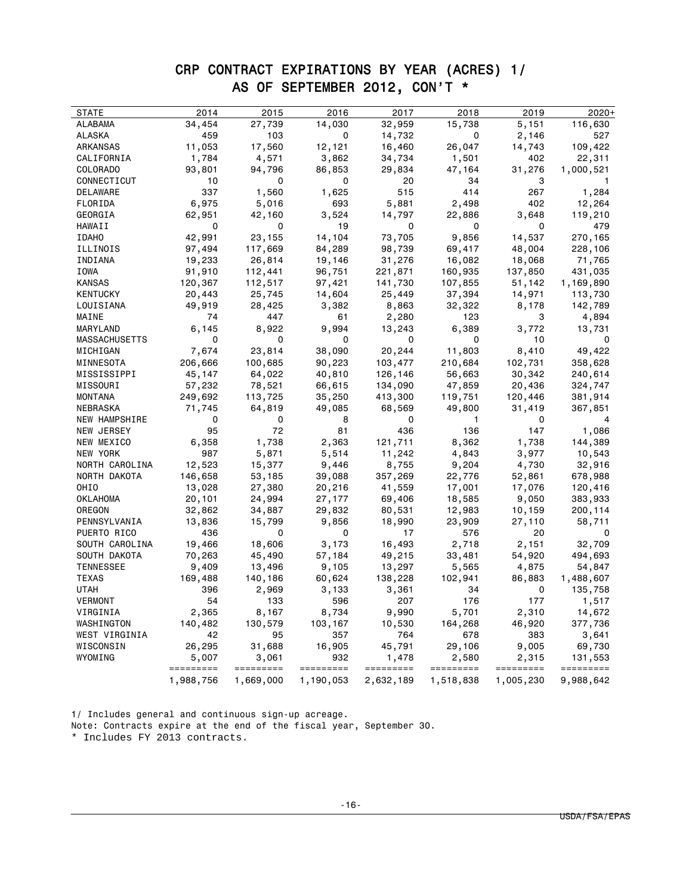# CRP CONTRACT EXPIRATIONS BY YEAR (ACRES) 1/
## AS OF SEPTEMBER 2012, CON'T *

| STATE | 2014 | 2015 | 2016 | 2017 | 2018 | 2019 | 2020+ |
|---|---|---|---|---|---|---|---|
| ALABAMA | 34,454 | 27,739 | 14,030 | 32,959 | 15,738 | 5,151 | 116,630 |
| ALASKA | 459 | 103 | 0 | 14,732 | 0 | 2,146 | 527 |
| ARKANSAS | 11,053 | 17,560 | 12,121 | 16,460 | 26,047 | 14,743 | 109,422 |
| CALIFORNIA | 1,784 | 4,571 | 3,862 | 34,734 | 1,501 | 402 | 22,311 |
| COLORADO | 93,801 | 94,796 | 86,853 | 29,834 | 47,164 | 31,276 | 1,000,521 |
| CONNECTICUT | 10 | 0 | 0 | 20 | 34 | 3 | 1 |
| DELAWARE | 337 | 1,560 | 1,625 | 515 | 414 | 267 | 1,284 |
| FLORIDA | 6,975 | 5,016 | 693 | 5,881 | 2,498 | 402 | 12,264 |
| GEORGIA | 62,951 | 42,160 | 3,524 | 14,797 | 22,886 | 3,648 | 119,210 |
| HAWAII | 0 | 0 | 19 | 0 | 0 | 0 | 479 |
| IDAHO | 42,991 | 23,155 | 14,104 | 73,705 | 9,856 | 14,537 | 270,165 |
| ILLINOIS | 97,494 | 117,669 | 84,289 | 98,739 | 69,417 | 48,004 | 228,106 |
| INDIANA | 19,233 | 26,814 | 19,146 | 31,276 | 16,082 | 18,068 | 71,765 |
| IOWA | 91,910 | 112,441 | 96,751 | 221,871 | 160,935 | 137,850 | 431,035 |
| KANSAS | 120,367 | 112,517 | 97,421 | 141,730 | 107,855 | 51,142 | 1,169,890 |
| KENTUCKY | 20,443 | 25,745 | 14,604 | 25,449 | 37,394 | 14,971 | 113,730 |
| LOUISIANA | 49,919 | 28,425 | 3,382 | 8,863 | 32,322 | 8,178 | 142,789 |
| MAINE | 74 | 447 | 61 | 2,280 | 123 | 3 | 4,894 |
| MARYLAND | 6,145 | 8,922 | 9,994 | 13,243 | 6,389 | 3,772 | 13,731 |
| MASSACHUSETTS | 0 | 0 | 0 | 0 | 0 | 10 | 0 |
| MICHIGAN | 7,674 | 23,814 | 38,090 | 20,244 | 11,803 | 8,410 | 49,422 |
| MINNESOTA | 206,666 | 100,685 | 90,223 | 103,477 | 210,684 | 102,731 | 358,628 |
| MISSISSIPPI | 45,147 | 64,022 | 40,810 | 126,146 | 56,663 | 30,342 | 240,614 |
| MISSOURI | 57,232 | 78,521 | 66,615 | 134,090 | 47,859 | 20,436 | 324,747 |
| MONTANA | 249,692 | 113,725 | 35,250 | 413,300 | 119,751 | 120,446 | 381,914 |
| NEBRASKA | 71,745 | 64,819 | 49,085 | 68,569 | 49,800 | 31,419 | 367,851 |
| NEW HAMPSHIRE | 0 | 0 | 8 | 0 | 1 | 0 | 4 |
| NEW JERSEY | 95 | 72 | 81 | 436 | 136 | 147 | 1,086 |
| NEW MEXICO | 6,358 | 1,738 | 2,363 | 121,711 | 8,362 | 1,738 | 144,389 |
| NEW YORK | 987 | 5,871 | 5,514 | 11,242 | 4,843 | 3,977 | 10,543 |
| NORTH CAROLINA | 12,523 | 15,377 | 9,446 | 8,755 | 9,204 | 4,730 | 32,916 |
| NORTH DAKOTA | 146,658 | 53,185 | 39,088 | 357,269 | 22,776 | 52,861 | 678,988 |
| OHIO | 13,028 | 27,380 | 20,216 | 41,559 | 17,001 | 17,076 | 120,416 |
| OKLAHOMA | 20,101 | 24,994 | 27,177 | 69,406 | 18,585 | 9,050 | 383,933 |
| OREGON | 32,862 | 34,887 | 29,832 | 80,531 | 12,983 | 10,159 | 200,114 |
| PENNSYLVANIA | 13,836 | 15,799 | 9,856 | 18,990 | 23,909 | 27,110 | 58,711 |
| PUERTO RICO | 436 | 0 | 0 | 17 | 576 | 20 | 0 |
| SOUTH CAROLINA | 19,466 | 18,606 | 3,173 | 16,493 | 2,718 | 2,151 | 32,709 |
| SOUTH DAKOTA | 70,263 | 45,490 | 57,184 | 49,215 | 33,481 | 54,920 | 494,693 |
| TENNESSEE | 9,409 | 13,496 | 9,105 | 13,297 | 5,565 | 4,875 | 54,847 |
| TEXAS | 169,488 | 140,186 | 60,624 | 138,228 | 102,941 | 86,883 | 1,488,607 |
| UTAH | 396 | 2,969 | 3,133 | 3,361 | 34 | 0 | 135,758 |
| VERMONT | 54 | 133 | 596 | 207 | 176 | 177 | 1,517 |
| VIRGINIA | 2,365 | 8,167 | 8,734 | 9,990 | 5,701 | 2,310 | 14,672 |
| WASHINGTON | 140,482 | 130,579 | 103,167 | 10,530 | 164,268 | 46,920 | 377,736 |
| WEST VIRGINIA | 42 | 95 | 357 | 764 | 678 | 383 | 3,641 |
| WISCONSIN | 26,295 | 31,688 | 16,905 | 45,791 | 29,106 | 9,005 | 69,730 |
| WYOMING | 5,007 | 3,061 | 932 | 1,478 | 2,580 | 2,315 | 131,553 |
| | 1,988,756 | 1,669,000 | 1,190,053 | 2,632,189 | 1,518,838 | 1,005,230 | 9,988,642 |

1/ Includes general and continuous sign-up acreage.
Note: Contracts expire at the end of the fiscal year, September 30.
* Includes FY 2013 contracts.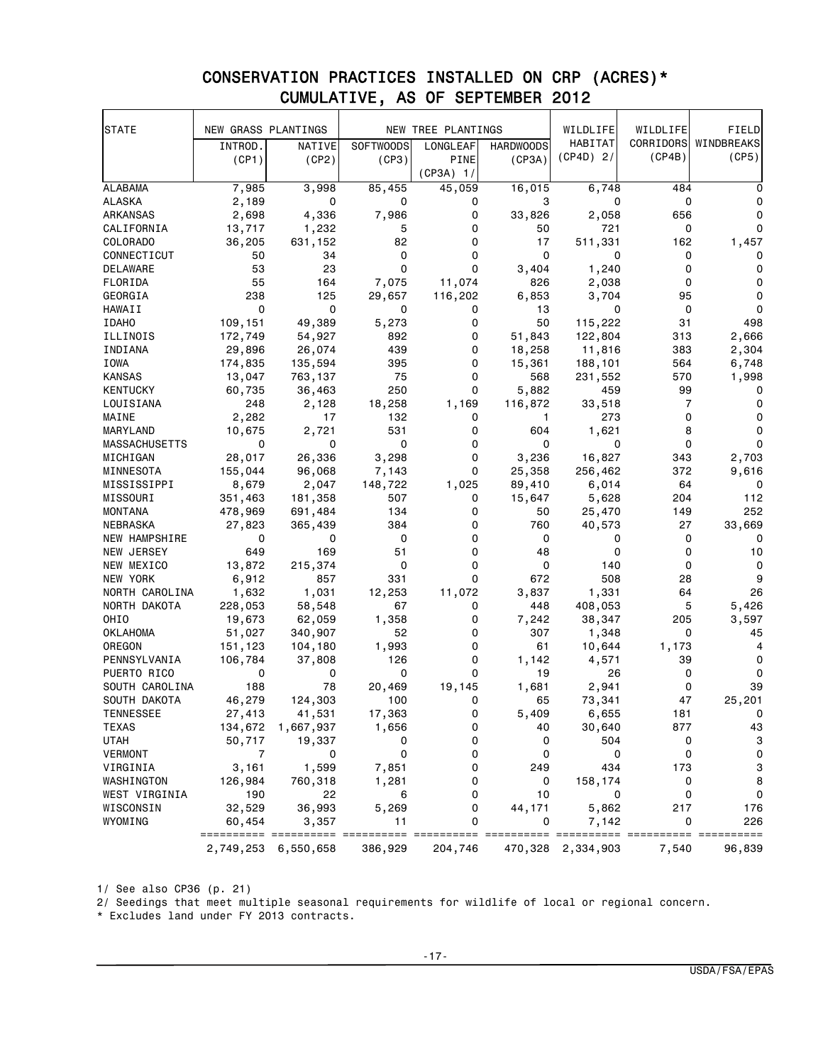## CONSERVATION PRACTICES INSTALLED ON CRP (ACRES)*
## CUMULATIVE, AS OF SEPTEMBER 2012

| STATE | NEW GRASS PLANTINGS | | NEW TREE PLANTINGS | | | WILDLIFE HABITAT | WILDLIFE CORRIDORS | FIELD WINDBREAKS |
|---|---|---|---|---|---|---|---|---|
| | INTROD. (CP1) | NATIVE (CP2) | SOFTWOODS (CP3) | LONGLEAF PINE (CP3A) 1/ | HARDWOODS (CP3A) | (CP4D) 2/ | (CP4B) | (CP5) |
| ALABAMA | 7,985 | 3,998 | 85,455 | 45,059 | 16,015 | 6,748 | 484 | 0 |
| ALASKA | 2,189 | 0 | 0 | 0 | 3 | 0 | 0 | 0 |
| ARKANSAS | 2,698 | 4,336 | 7,986 | 0 | 33,826 | 2,058 | 656 | 0 |
| CALIFORNIA | 13,717 | 1,232 | 5 | 0 | 50 | 721 | 0 | 0 |
| COLORADO | 36,205 | 631,152 | 82 | 0 | 17 | 511,331 | 162 | 1,457 |
| CONNECTICUT | 50 | 34 | 0 | 0 | 0 | 0 | 0 | 0 |
| DELAWARE | 53 | 23 | 0 | 0 | 3,404 | 1,240 | 0 | 0 |
| FLORIDA | 55 | 164 | 7,075 | 11,074 | 826 | 2,038 | 0 | 0 |
| GEORGIA | 238 | 125 | 29,657 | 116,202 | 6,853 | 3,704 | 95 | 0 |
| HAWAII | 0 | 0 | 0 | 0 | 13 | 0 | 0 | 0 |
| IDAHO | 109,151 | 49,389 | 5,273 | 0 | 50 | 115,222 | 31 | 498 |
| ILLINOIS | 172,749 | 54,927 | 892 | 0 | 51,843 | 122,804 | 313 | 2,666 |
| INDIANA | 29,896 | 26,074 | 439 | 0 | 18,258 | 11,816 | 383 | 2,304 |
| IOWA | 174,835 | 135,594 | 395 | 0 | 15,361 | 188,101 | 564 | 6,748 |
| KANSAS | 13,047 | 763,137 | 75 | 0 | 568 | 231,552 | 570 | 1,998 |
| KENTUCKY | 60,735 | 36,463 | 250 | 0 | 5,882 | 459 | 99 | 0 |
| LOUISIANA | 248 | 2,128 | 18,258 | 1,169 | 116,872 | 33,518 | 7 | 0 |
| MAINE | 2,282 | 17 | 132 | 0 | 1 | 273 | 0 | 0 |
| MARYLAND | 10,675 | 2,721 | 531 | 0 | 604 | 1,621 | 8 | 0 |
| MASSACHUSETTS | 0 | 0 | 0 | 0 | 0 | 0 | 0 | 0 |
| MICHIGAN | 28,017 | 26,336 | 3,298 | 0 | 3,236 | 16,827 | 343 | 2,703 |
| MINNESOTA | 155,044 | 96,068 | 7,143 | 0 | 25,358 | 256,462 | 372 | 9,616 |
| MISSISSIPPI | 8,679 | 2,047 | 148,722 | 1,025 | 89,410 | 6,014 | 64 | 0 |
| MISSOURI | 351,463 | 181,358 | 507 | 0 | 15,647 | 5,628 | 204 | 112 |
| MONTANA | 478,969 | 691,484 | 134 | 0 | 50 | 25,470 | 149 | 252 |
| NEBRASKA | 27,823 | 365,439 | 384 | 0 | 760 | 40,573 | 27 | 33,669 |
| NEW HAMPSHIRE | 0 | 0 | 0 | 0 | 0 | 0 | 0 | 0 |
| NEW JERSEY | 649 | 169 | 51 | 0 | 48 | 0 | 0 | 10 |
| NEW MEXICO | 13,872 | 215,374 | 0 | 0 | 0 | 140 | 0 | 0 |
| NEW YORK | 6,912 | 857 | 331 | 0 | 672 | 508 | 28 | 9 |
| NORTH CAROLINA | 1,632 | 1,031 | 12,253 | 11,072 | 3,837 | 1,331 | 64 | 26 |
| NORTH DAKOTA | 228,053 | 58,548 | 67 | 0 | 448 | 408,053 | 5 | 5,426 |
| OHIO | 19,673 | 62,059 | 1,358 | 0 | 7,242 | 38,347 | 205 | 3,597 |
| OKLAHOMA | 51,027 | 340,907 | 52 | 0 | 307 | 1,348 | 0 | 45 |
| OREGON | 151,123 | 104,180 | 1,993 | 0 | 61 | 10,644 | 1,173 | 4 |
| PENNSYLVANIA | 106,784 | 37,808 | 126 | 0 | 1,142 | 4,571 | 39 | 0 |
| PUERTO RICO | 0 | 0 | 0 | 0 | 19 | 26 | 0 | 0 |
| SOUTH CAROLINA | 188 | 78 | 20,469 | 19,145 | 1,681 | 2,941 | 0 | 39 |
| SOUTH DAKOTA | 46,279 | 124,303 | 100 | 0 | 65 | 73,341 | 47 | 25,201 |
| TENNESSEE | 27,413 | 41,531 | 17,363 | 0 | 5,409 | 6,655 | 181 | 0 |
| TEXAS | 134,672 | 1,667,937 | 1,656 | 0 | 40 | 30,640 | 877 | 43 |
| UTAH | 50,717 | 19,337 | 0 | 0 | 0 | 504 | 0 | 3 |
| VERMONT | 7 | 0 | 0 | 0 | 0 | 0 | 0 | 0 |
| VIRGINIA | 3,161 | 1,599 | 7,851 | 0 | 249 | 434 | 173 | 3 |
| WASHINGTON | 126,984 | 760,318 | 1,281 | 0 | 0 | 158,174 | 0 | 8 |
| WEST VIRGINIA | 190 | 22 | 6 | 0 | 10 | 0 | 0 | 0 |
| WISCONSIN | 32,529 | 36,993 | 5,269 | 0 | 44,171 | 5,862 | 217 | 176 |
| WYOMING | 60,454 | 3,357 | 11 | 0 | 0 | 7,142 | 0 | 226 |
| | 2,749,253 | 6,550,658 | 386,929 | 204,746 | 470,328 | 2,334,903 | 7,540 | 96,839 |

1/ See also CP36 (p. 21)

2/ Seedings that meet multiple seasonal requirements for wildlife of local or regional concern.

\* Excludes land under FY 2013 contracts.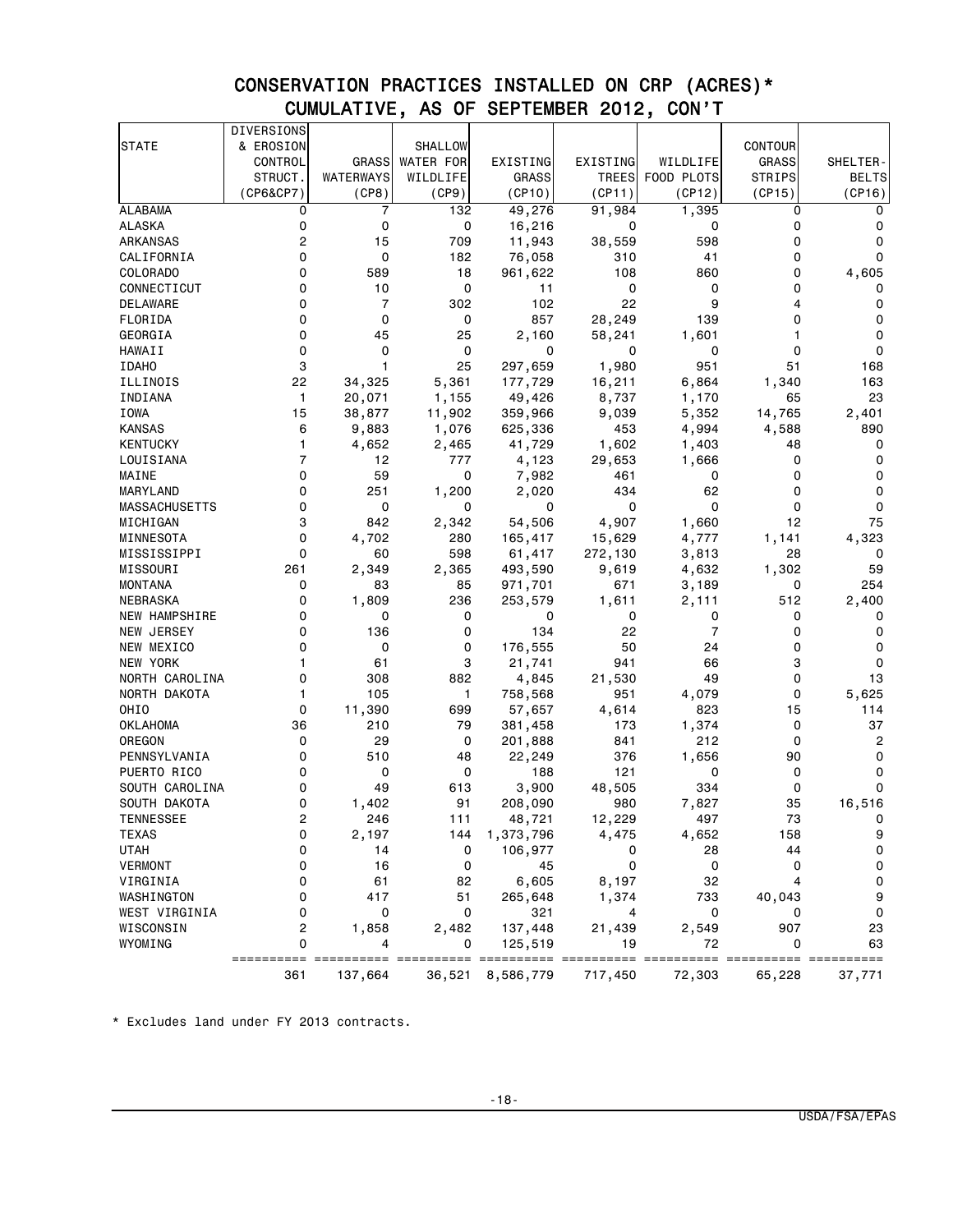# CONSERVATION PRACTICES INSTALLED ON CRP (ACRES)*
## CUMULATIVE, AS OF SEPTEMBER 2012, CON'T

| STATE | DIVERSIONS & EROSION CONTROL STRUCT. (CP6&CP7) | GRASS WATERWAYS (CP8) | SHALLOW WATER FOR WILDLIFE (CP9) | EXISTING GRASS (CP10) | EXISTING TREES (CP11) | WILDLIFE FOOD PLOTS (CP12) | CONTOUR GRASS STRIPS (CP15) | SHELTER-BELTS (CP16) |
|---|---|---|---|---|---|---|---|---|
| ALABAMA | 0 | 7 | 132 | 49,276 | 91,984 | 1,395 | 0 | 0 |
| ALASKA | 0 | 0 | 0 | 16,216 | 0 | 0 | 0 | 0 |
| ARKANSAS | 2 | 15 | 709 | 11,943 | 38,559 | 598 | 0 | 0 |
| CALIFORNIA | 0 | 0 | 182 | 76,058 | 310 | 41 | 0 | 0 |
| COLORADO | 0 | 589 | 18 | 961,622 | 108 | 860 | 0 | 4,605 |
| CONNECTICUT | 0 | 10 | 0 | 11 | 0 | 0 | 0 | 0 |
| DELAWARE | 0 | 7 | 302 | 102 | 22 | 9 | 4 | 0 |
| FLORIDA | 0 | 0 | 0 | 857 | 28,249 | 139 | 0 | 0 |
| GEORGIA | 0 | 45 | 25 | 2,160 | 58,241 | 1,601 | 1 | 0 |
| HAWAII | 0 | 0 | 0 | 0 | 0 | 0 | 0 | 0 |
| IDAHO | 3 | 1 | 25 | 297,659 | 1,980 | 951 | 51 | 168 |
| ILLINOIS | 22 | 34,325 | 5,361 | 177,729 | 16,211 | 6,864 | 1,340 | 163 |
| INDIANA | 1 | 20,071 | 1,155 | 49,426 | 8,737 | 1,170 | 65 | 23 |
| IOWA | 15 | 38,877 | 11,902 | 359,966 | 9,039 | 5,352 | 14,765 | 2,401 |
| KANSAS | 6 | 9,883 | 1,076 | 625,336 | 453 | 4,994 | 4,588 | 890 |
| KENTUCKY | 1 | 4,652 | 2,465 | 41,729 | 1,602 | 1,403 | 48 | 0 |
| LOUISIANA | 7 | 12 | 777 | 4,123 | 29,653 | 1,666 | 0 | 0 |
| MAINE | 0 | 59 | 0 | 7,982 | 461 | 0 | 0 | 0 |
| MARYLAND | 0 | 251 | 1,200 | 2,020 | 434 | 62 | 0 | 0 |
| MASSACHUSETTS | 0 | 0 | 0 | 0 | 0 | 0 | 0 | 0 |
| MICHIGAN | 3 | 842 | 2,342 | 54,506 | 4,907 | 1,660 | 12 | 75 |
| MINNESOTA | 0 | 4,702 | 280 | 165,417 | 15,629 | 4,777 | 1,141 | 4,323 |
| MISSISSIPPI | 0 | 60 | 598 | 61,417 | 272,130 | 3,813 | 28 | 0 |
| MISSOURI | 261 | 2,349 | 2,365 | 493,590 | 9,619 | 4,632 | 1,302 | 59 |
| MONTANA | 0 | 83 | 85 | 971,701 | 671 | 3,189 | 0 | 254 |
| NEBRASKA | 0 | 1,809 | 236 | 253,579 | 1,611 | 2,111 | 512 | 2,400 |
| NEW HAMPSHIRE | 0 | 0 | 0 | 0 | 0 | 0 | 0 | 0 |
| NEW JERSEY | 0 | 136 | 0 | 134 | 22 | 7 | 0 | 0 |
| NEW MEXICO | 0 | 0 | 0 | 176,555 | 50 | 24 | 0 | 0 |
| NEW YORK | 1 | 61 | 3 | 21,741 | 941 | 66 | 3 | 0 |
| NORTH CAROLINA | 0 | 308 | 882 | 4,845 | 21,530 | 49 | 0 | 13 |
| NORTH DAKOTA | 1 | 105 | 1 | 758,568 | 951 | 4,079 | 0 | 5,625 |
| OHIO | 0 | 11,390 | 699 | 57,657 | 4,614 | 823 | 15 | 114 |
| OKLAHOMA | 36 | 210 | 79 | 381,458 | 173 | 1,374 | 0 | 37 |
| OREGON | 0 | 29 | 0 | 201,888 | 841 | 212 | 0 | 2 |
| PENNSYLVANIA | 0 | 510 | 48 | 22,249 | 376 | 1,656 | 90 | 0 |
| PUERTO RICO | 0 | 0 | 0 | 188 | 121 | 0 | 0 | 0 |
| SOUTH CAROLINA | 0 | 49 | 613 | 3,900 | 48,505 | 334 | 0 | 0 |
| SOUTH DAKOTA | 0 | 1,402 | 91 | 208,090 | 980 | 7,827 | 35 | 16,516 |
| TENNESSEE | 2 | 246 | 111 | 48,721 | 12,229 | 497 | 73 | 0 |
| TEXAS | 0 | 2,197 | 144 | 1,373,796 | 4,475 | 4,652 | 158 | 9 |
| UTAH | 0 | 14 | 0 | 106,977 | 0 | 28 | 44 | 0 |
| VERMONT | 0 | 16 | 0 | 45 | 0 | 0 | 0 | 0 |
| VIRGINIA | 0 | 61 | 82 | 6,605 | 8,197 | 32 | 4 | 0 |
| WASHINGTON | 0 | 417 | 51 | 265,648 | 1,374 | 733 | 40,043 | 9 |
| WEST VIRGINIA | 0 | 0 | 0 | 321 | 4 | 0 | 0 | 0 |
| WISCONSIN | 2 | 1,858 | 2,482 | 137,448 | 21,439 | 2,549 | 907 | 23 |
| WYOMING | 0 | 4 | 0 | 125,519 | 19 | 72 | 0 | 63 |
| | 361 | 137,664 | 36,521 | 8,586,779 | 717,450 | 72,303 | 65,228 | 37,771 |

* Excludes land under FY 2013 contracts.

USDA/FSA/EPAS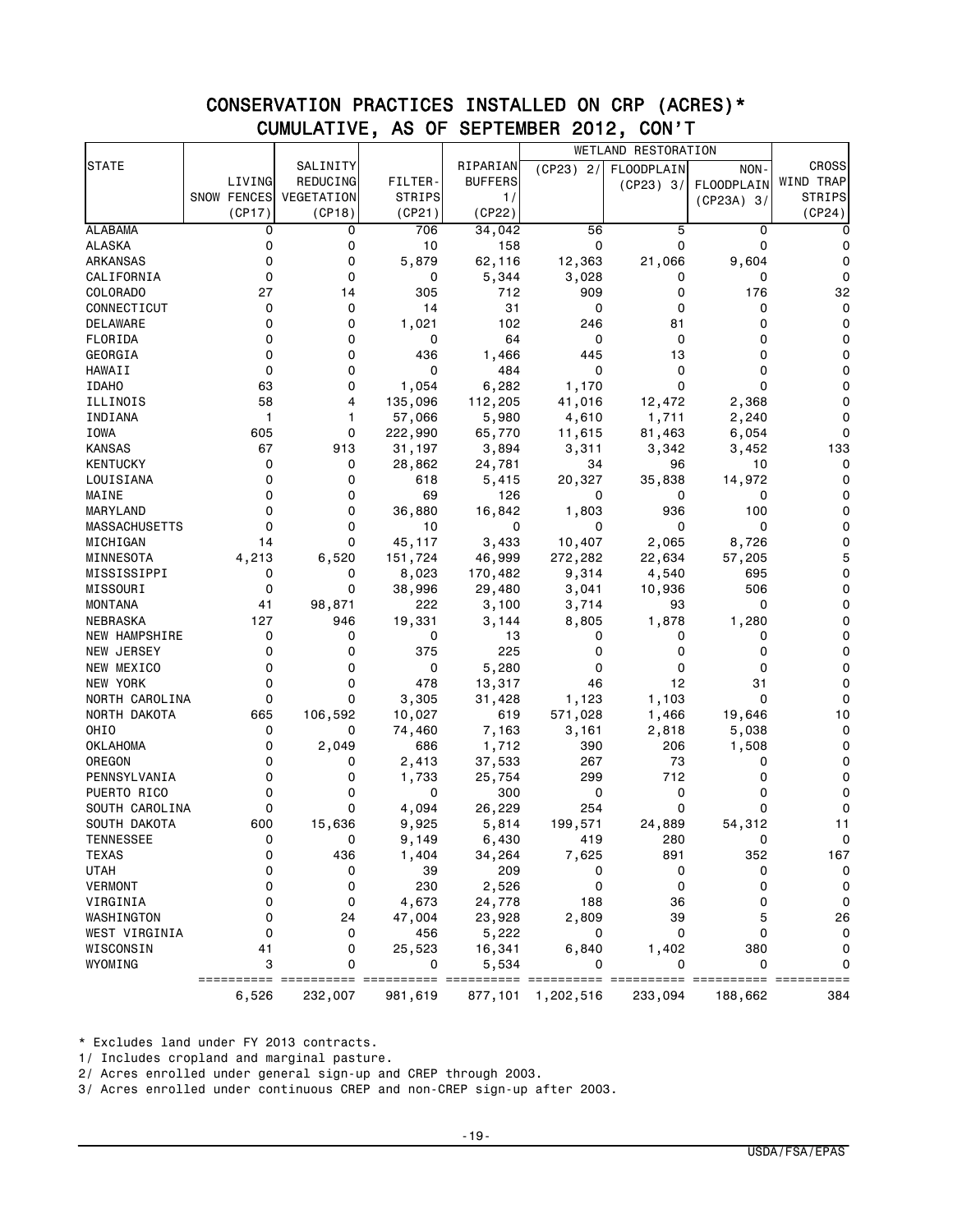## CONSERVATION PRACTICES INSTALLED ON CRP (ACRES)*
## CUMULATIVE, AS OF SEPTEMBER 2012, CON'T

| STATE | LIVING SNOW FENCES (CP17) | SALINITY REDUCING VEGETATION (CP18) | FILTER-STRIPS (CP21) | RIPARIAN BUFFERS 1/ (CP22) | WETLAND RESTORATION (CP23) 2/ | WETLAND RESTORATION FLOODPLAIN (CP23) 3/ | WETLAND RESTORATION NON-FLOODPLAIN (CP23A) 3/ | CROSS WIND TRAP STRIPS (CP24) |
|---|---|---|---|---|---|---|---|---|
| ALABAMA | 0 | 0 | 706 | 34,042 | 56 | 5 | 0 | 0 |
| ALASKA | 0 | 0 | 10 | 158 | 0 | 0 | 0 | 0 |
| ARKANSAS | 0 | 0 | 5,879 | 62,116 | 12,363 | 21,066 | 9,604 | 0 |
| CALIFORNIA | 0 | 0 | 0 | 5,344 | 3,028 | 0 | 0 | 0 |
| COLORADO | 27 | 14 | 305 | 712 | 909 | 0 | 176 | 32 |
| CONNECTICUT | 0 | 0 | 14 | 31 | 0 | 0 | 0 | 0 |
| DELAWARE | 0 | 0 | 1,021 | 102 | 246 | 81 | 0 | 0 |
| FLORIDA | 0 | 0 | 0 | 64 | 0 | 0 | 0 | 0 |
| GEORGIA | 0 | 0 | 436 | 1,466 | 445 | 13 | 0 | 0 |
| HAWAII | 0 | 0 | 0 | 484 | 0 | 0 | 0 | 0 |
| IDAHO | 63 | 0 | 1,054 | 6,282 | 1,170 | 0 | 0 | 0 |
| ILLINOIS | 58 | 4 | 135,096 | 112,205 | 41,016 | 12,472 | 2,368 | 0 |
| INDIANA | 1 | 1 | 57,066 | 5,980 | 4,610 | 1,711 | 2,240 | 0 |
| IOWA | 605 | 0 | 222,990 | 65,770 | 11,615 | 81,463 | 6,054 | 0 |
| KANSAS | 67 | 913 | 31,197 | 3,894 | 3,311 | 3,342 | 3,452 | 133 |
| KENTUCKY | 0 | 0 | 28,862 | 24,781 | 34 | 96 | 10 | 0 |
| LOUISIANA | 0 | 0 | 618 | 5,415 | 20,327 | 35,838 | 14,972 | 0 |
| MAINE | 0 | 0 | 69 | 126 | 0 | 0 | 0 | 0 |
| MARYLAND | 0 | 0 | 36,880 | 16,842 | 1,803 | 936 | 100 | 0 |
| MASSACHUSETTS | 0 | 0 | 10 | 0 | 0 | 0 | 0 | 0 |
| MICHIGAN | 14 | 0 | 45,117 | 3,433 | 10,407 | 2,065 | 8,726 | 0 |
| MINNESOTA | 4,213 | 6,520 | 151,724 | 46,999 | 272,282 | 22,634 | 57,205 | 5 |
| MISSISSIPPI | 0 | 0 | 8,023 | 170,482 | 9,314 | 4,540 | 695 | 0 |
| MISSOURI | 0 | 0 | 38,996 | 29,480 | 3,041 | 10,936 | 506 | 0 |
| MONTANA | 41 | 98,871 | 222 | 3,100 | 3,714 | 93 | 0 | 0 |
| NEBRASKA | 127 | 946 | 19,331 | 3,144 | 8,805 | 1,878 | 1,280 | 0 |
| NEW HAMPSHIRE | 0 | 0 | 0 | 13 | 0 | 0 | 0 | 0 |
| NEW JERSEY | 0 | 0 | 375 | 225 | 0 | 0 | 0 | 0 |
| NEW MEXICO | 0 | 0 | 0 | 5,280 | 0 | 0 | 0 | 0 |
| NEW YORK | 0 | 0 | 478 | 13,317 | 46 | 12 | 31 | 0 |
| NORTH CAROLINA | 0 | 0 | 3,305 | 31,428 | 1,123 | 1,103 | 0 | 0 |
| NORTH DAKOTA | 665 | 106,592 | 10,027 | 619 | 571,028 | 1,466 | 19,646 | 10 |
| OHIO | 0 | 0 | 74,460 | 7,163 | 3,161 | 2,818 | 5,038 | 0 |
| OKLAHOMA | 0 | 2,049 | 686 | 1,712 | 390 | 206 | 1,508 | 0 |
| OREGON | 0 | 0 | 2,413 | 37,533 | 267 | 73 | 0 | 0 |
| PENNSYLVANIA | 0 | 0 | 1,733 | 25,754 | 299 | 712 | 0 | 0 |
| PUERTO RICO | 0 | 0 | 0 | 300 | 0 | 0 | 0 | 0 |
| SOUTH CAROLINA | 0 | 0 | 4,094 | 26,229 | 254 | 0 | 0 | 0 |
| SOUTH DAKOTA | 600 | 15,636 | 9,925 | 5,814 | 199,571 | 24,889 | 54,312 | 11 |
| TENNESSEE | 0 | 0 | 9,149 | 6,430 | 419 | 280 | 0 | 0 |
| TEXAS | 0 | 436 | 1,404 | 34,264 | 7,625 | 891 | 352 | 167 |
| UTAH | 0 | 0 | 39 | 209 | 0 | 0 | 0 | 0 |
| VERMONT | 0 | 0 | 230 | 2,526 | 0 | 0 | 0 | 0 |
| VIRGINIA | 0 | 0 | 4,673 | 24,778 | 188 | 36 | 0 | 0 |
| WASHINGTON | 0 | 24 | 47,004 | 23,928 | 2,809 | 39 | 5 | 26 |
| WEST VIRGINIA | 0 | 0 | 456 | 5,222 | 0 | 0 | 0 | 0 |
| WISCONSIN | 41 | 0 | 25,523 | 16,341 | 6,840 | 1,402 | 380 | 0 |
| WYOMING | 3 | 0 | 0 | 5,534 | 0 | 0 | 0 | 0 |
| | 6,526 | 232,007 | 981,619 | 877,101 | 1,202,516 | 233,094 | 188,662 | 384 |

* Excludes land under FY 2013 contracts.

1/ Includes cropland and marginal pasture.

2/ Acres enrolled under general sign-up and CREP through 2003.

3/ Acres enrolled under continuous CREP and non-CREP sign-up after 2003.

USDA/FSA/EPAS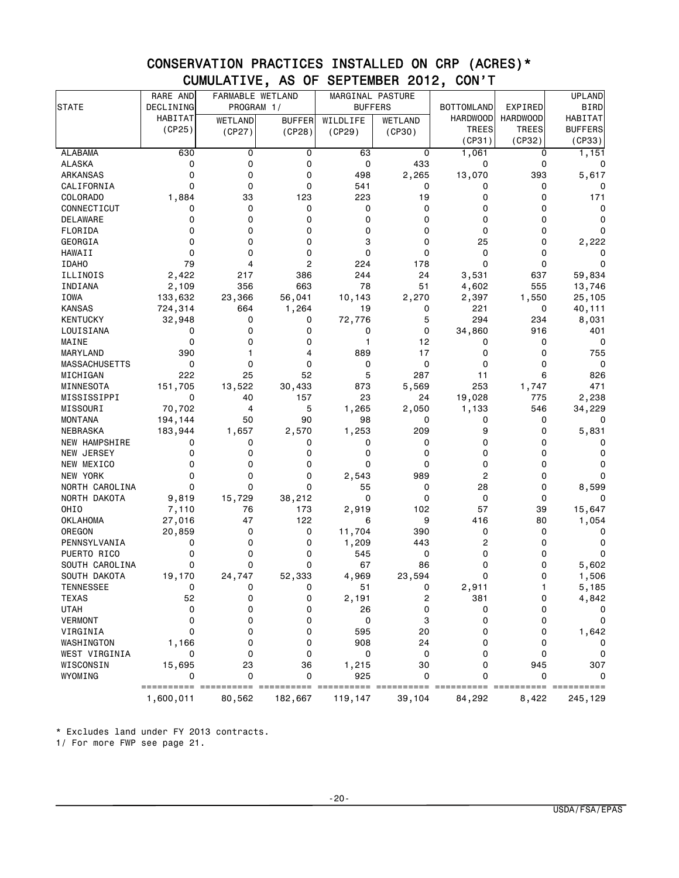## CONSERVATION PRACTICES INSTALLED ON CRP (ACRES)*
## CUMULATIVE, AS OF SEPTEMBER 2012, CON'T

| STATE | RARE AND DECLINING HABITAT (CP25) | FARMABLE WETLAND PROGRAM 1/ | | MARGINAL PASTURE BUFFERS | | BOTTOMLAND HARDWOOD TREES (CP31) | EXPIRED HARDWOOD TREES (CP32) | UPLAND BIRD HABITAT BUFFERS (CP33) |
|---|---|---|---|---|---|---|---|---|
| | | WETLAND (CP27) | BUFFER (CP28) | WILDLIFE (CP29) | WETLAND (CP30) | | | |
| ALABAMA | 630 | 0 | 0 | 63 | 0 | 1,061 | 0 | 1,151 |
| ALASKA | 0 | 0 | 0 | 0 | 433 | 0 | 0 | 0 |
| ARKANSAS | 0 | 0 | 0 | 498 | 2,265 | 13,070 | 393 | 5,617 |
| CALIFORNIA | 0 | 0 | 0 | 541 | 0 | 0 | 0 | 0 |
| COLORADO | 1,884 | 33 | 123 | 223 | 19 | 0 | 0 | 171 |
| CONNECTICUT | 0 | 0 | 0 | 0 | 0 | 0 | 0 | 0 |
| DELAWARE | 0 | 0 | 0 | 0 | 0 | 0 | 0 | 0 |
| FLORIDA | 0 | 0 | 0 | 0 | 0 | 0 | 0 | 0 |
| GEORGIA | 0 | 0 | 0 | 3 | 0 | 25 | 0 | 2,222 |
| HAWAII | 0 | 0 | 0 | 0 | 0 | 0 | 0 | 0 |
| IDAHO | 79 | 4 | 2 | 224 | 178 | 0 | 0 | 0 |
| ILLINOIS | 2,422 | 217 | 386 | 244 | 24 | 3,531 | 637 | 59,834 |
| INDIANA | 2,109 | 356 | 663 | 78 | 51 | 4,602 | 555 | 13,746 |
| IOWA | 133,632 | 23,366 | 56,041 | 10,143 | 2,270 | 2,397 | 1,550 | 25,105 |
| KANSAS | 724,314 | 664 | 1,264 | 19 | 0 | 221 | 0 | 40,111 |
| KENTUCKY | 32,948 | 0 | 0 | 72,776 | 5 | 294 | 234 | 8,031 |
| LOUISIANA | 0 | 0 | 0 | 0 | 0 | 34,860 | 916 | 401 |
| MAINE | 0 | 0 | 0 | 1 | 12 | 0 | 0 | 0 |
| MARYLAND | 390 | 1 | 4 | 889 | 17 | 0 | 0 | 755 |
| MASSACHUSETTS | 0 | 0 | 0 | 0 | 0 | 0 | 0 | 0 |
| MICHIGAN | 222 | 25 | 52 | 5 | 287 | 11 | 6 | 826 |
| MINNESOTA | 151,705 | 13,522 | 30,433 | 873 | 5,569 | 253 | 1,747 | 471 |
| MISSISSIPPI | 0 | 40 | 157 | 23 | 24 | 19,028 | 775 | 2,238 |
| MISSOURI | 70,702 | 4 | 5 | 1,265 | 2,050 | 1,133 | 546 | 34,229 |
| MONTANA | 194,144 | 50 | 90 | 98 | 0 | 0 | 0 | 0 |
| NEBRASKA | 183,944 | 1,657 | 2,570 | 1,253 | 209 | 9 | 0 | 5,831 |
| NEW HAMPSHIRE | 0 | 0 | 0 | 0 | 0 | 0 | 0 | 0 |
| NEW JERSEY | 0 | 0 | 0 | 0 | 0 | 0 | 0 | 0 |
| NEW MEXICO | 0 | 0 | 0 | 0 | 0 | 0 | 0 | 0 |
| NEW YORK | 0 | 0 | 0 | 2,543 | 989 | 2 | 0 | 0 |
| NORTH CAROLINA | 0 | 0 | 0 | 55 | 0 | 28 | 0 | 8,599 |
| NORTH DAKOTA | 9,819 | 15,729 | 38,212 | 0 | 0 | 0 | 0 | 0 |
| OHIO | 7,110 | 76 | 173 | 2,919 | 102 | 57 | 39 | 15,647 |
| OKLAHOMA | 27,016 | 47 | 122 | 6 | 9 | 416 | 80 | 1,054 |
| OREGON | 20,859 | 0 | 0 | 11,704 | 390 | 0 | 0 | 0 |
| PENNSYLVANIA | 0 | 0 | 0 | 1,209 | 443 | 2 | 0 | 0 |
| PUERTO RICO | 0 | 0 | 0 | 545 | 0 | 0 | 0 | 0 |
| SOUTH CAROLINA | 0 | 0 | 0 | 67 | 86 | 0 | 0 | 5,602 |
| SOUTH DAKOTA | 19,170 | 24,747 | 52,333 | 4,969 | 23,594 | 0 | 0 | 1,506 |
| TENNESSEE | 0 | 0 | 0 | 51 | 0 | 2,911 | 1 | 5,185 |
| TEXAS | 52 | 0 | 0 | 2,191 | 2 | 381 | 0 | 4,842 |
| UTAH | 0 | 0 | 0 | 26 | 0 | 0 | 0 | 0 |
| VERMONT | 0 | 0 | 0 | 0 | 3 | 0 | 0 | 0 |
| VIRGINIA | 0 | 0 | 0 | 595 | 20 | 0 | 0 | 1,642 |
| WASHINGTON | 1,166 | 0 | 0 | 908 | 24 | 0 | 0 | 0 |
| WEST VIRGINIA | 0 | 0 | 0 | 0 | 0 | 0 | 0 | 0 |
| WISCONSIN | 15,695 | 23 | 36 | 1,215 | 30 | 0 | 945 | 307 |
| WYOMING | 0 | 0 | 0 | 925 | 0 | 0 | 0 | 0 |
| | 1,600,011 | 80,562 | 182,667 | 119,147 | 39,104 | 84,292 | 8,422 | 245,129 |

* Excludes land under FY 2013 contracts.
1/ For more FWP see page 21.

USDA/FSA/EPAS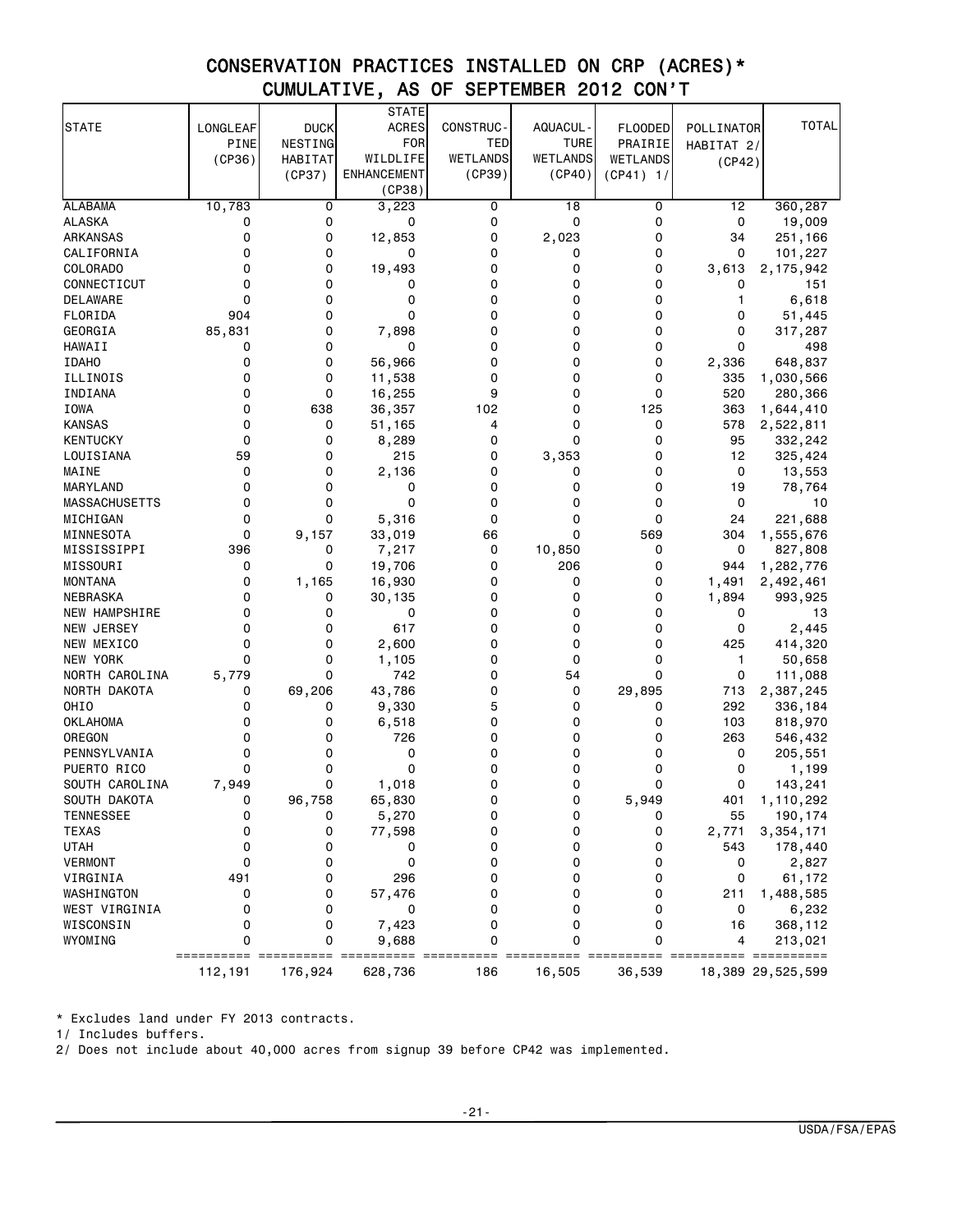# CONSERVATION PRACTICES INSTALLED ON CRP (ACRES)*
## CUMULATIVE, AS OF SEPTEMBER 2012 CON'T

| STATE | LONGLEAF PINE (CP36) | DUCK NESTING HABITAT (CP37) | STATE ACRES FOR WILDLIFE ENHANCEMENT (CP38) | CONSTRUC-TED WETLANDS (CP39) | AQUACUL-TURE WETLANDS (CP40) | FLOODED PRAIRIE WETLANDS (CP41) 1/ | POLLINATOR HABITAT 2/ (CP42) | TOTAL |
|---|---|---|---|---|---|---|---|---|
| ALABAMA | 10,783 | 0 | 3,223 | 0 | 18 | 0 | 12 | 360,287 |
| ALASKA | 0 | 0 | 0 | 0 | 0 | 0 | 0 | 19,009 |
| ARKANSAS | 0 | 0 | 12,853 | 0 | 2,023 | 0 | 34 | 251,166 |
| CALIFORNIA | 0 | 0 | 0 | 0 | 0 | 0 | 0 | 101,227 |
| COLORADO | 0 | 0 | 19,493 | 0 | 0 | 0 | 3,613 | 2,175,942 |
| CONNECTICUT | 0 | 0 | 0 | 0 | 0 | 0 | 0 | 151 |
| DELAWARE | 0 | 0 | 0 | 0 | 0 | 0 | 1 | 6,618 |
| FLORIDA | 904 | 0 | 0 | 0 | 0 | 0 | 0 | 51,445 |
| GEORGIA | 85,831 | 0 | 7,898 | 0 | 0 | 0 | 0 | 317,287 |
| HAWAII | 0 | 0 | 0 | 0 | 0 | 0 | 0 | 498 |
| IDAHO | 0 | 0 | 56,966 | 0 | 0 | 0 | 2,336 | 648,837 |
| ILLINOIS | 0 | 0 | 11,538 | 0 | 0 | 0 | 335 | 1,030,566 |
| INDIANA | 0 | 0 | 16,255 | 9 | 0 | 0 | 520 | 280,366 |
| IOWA | 0 | 638 | 36,357 | 102 | 0 | 125 | 363 | 1,644,410 |
| KANSAS | 0 | 0 | 51,165 | 4 | 0 | 0 | 578 | 2,522,811 |
| KENTUCKY | 0 | 0 | 8,289 | 0 | 0 | 0 | 95 | 332,242 |
| LOUISIANA | 59 | 0 | 215 | 0 | 3,353 | 0 | 12 | 325,424 |
| MAINE | 0 | 0 | 2,136 | 0 | 0 | 0 | 0 | 13,553 |
| MARYLAND | 0 | 0 | 0 | 0 | 0 | 0 | 19 | 78,764 |
| MASSACHUSETTS | 0 | 0 | 0 | 0 | 0 | 0 | 0 | 10 |
| MICHIGAN | 0 | 0 | 5,316 | 0 | 0 | 0 | 24 | 221,688 |
| MINNESOTA | 0 | 9,157 | 33,019 | 66 | 0 | 569 | 304 | 1,555,676 |
| MISSISSIPPI | 396 | 0 | 7,217 | 0 | 10,850 | 0 | 0 | 827,808 |
| MISSOURI | 0 | 0 | 19,706 | 0 | 206 | 0 | 944 | 1,282,776 |
| MONTANA | 0 | 1,165 | 16,930 | 0 | 0 | 0 | 1,491 | 2,492,461 |
| NEBRASKA | 0 | 0 | 30,135 | 0 | 0 | 0 | 1,894 | 993,925 |
| NEW HAMPSHIRE | 0 | 0 | 0 | 0 | 0 | 0 | 0 | 13 |
| NEW JERSEY | 0 | 0 | 617 | 0 | 0 | 0 | 0 | 2,445 |
| NEW MEXICO | 0 | 0 | 2,600 | 0 | 0 | 0 | 425 | 414,320 |
| NEW YORK | 0 | 0 | 1,105 | 0 | 0 | 0 | 1 | 50,658 |
| NORTH CAROLINA | 5,779 | 0 | 742 | 0 | 54 | 0 | 0 | 111,088 |
| NORTH DAKOTA | 0 | 69,206 | 43,786 | 0 | 0 | 29,895 | 713 | 2,387,245 |
| OHIO | 0 | 0 | 9,330 | 5 | 0 | 0 | 292 | 336,184 |
| OKLAHOMA | 0 | 0 | 6,518 | 0 | 0 | 0 | 103 | 818,970 |
| OREGON | 0 | 0 | 726 | 0 | 0 | 0 | 263 | 546,432 |
| PENNSYLVANIA | 0 | 0 | 0 | 0 | 0 | 0 | 0 | 205,551 |
| PUERTO RICO | 0 | 0 | 0 | 0 | 0 | 0 | 0 | 1,199 |
| SOUTH CAROLINA | 7,949 | 0 | 1,018 | 0 | 0 | 0 | 0 | 143,241 |
| SOUTH DAKOTA | 0 | 96,758 | 65,830 | 0 | 0 | 5,949 | 401 | 1,110,292 |
| TENNESSEE | 0 | 0 | 5,270 | 0 | 0 | 0 | 55 | 190,174 |
| TEXAS | 0 | 0 | 77,598 | 0 | 0 | 0 | 2,771 | 3,354,171 |
| UTAH | 0 | 0 | 0 | 0 | 0 | 0 | 543 | 178,440 |
| VERMONT | 0 | 0 | 0 | 0 | 0 | 0 | 0 | 2,827 |
| VIRGINIA | 491 | 0 | 296 | 0 | 0 | 0 | 0 | 61,172 |
| WASHINGTON | 0 | 0 | 57,476 | 0 | 0 | 0 | 211 | 1,488,585 |
| WEST VIRGINIA | 0 | 0 | 0 | 0 | 0 | 0 | 0 | 6,232 |
| WISCONSIN | 0 | 0 | 7,423 | 0 | 0 | 0 | 16 | 368,112 |
| WYOMING | 0 | 0 | 9,688 | 0 | 0 | 0 | 4 | 213,021 |
| | 112,191 | 176,924 | 628,736 | 186 | 16,505 | 36,539 | 18,389 | 29,525,599 |

* Excludes land under FY 2013 contracts.

1/ Includes buffers.

2/ Does not include about 40,000 acres from signup 39 before CP42 was implemented.

USDA/FSA/EPAS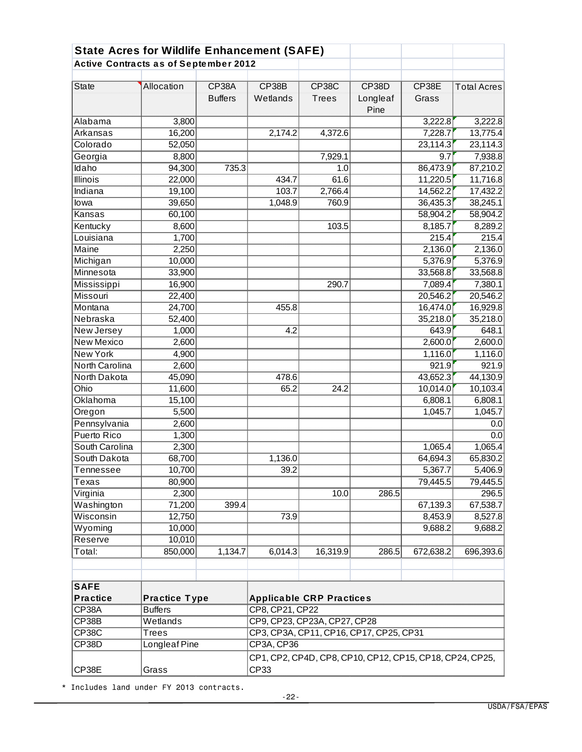## State Acres for Wildlife Enhancement (SAFE)

### Active Contracts as of September 2012

| State | Allocation | CP38A Buffers | CP38B Wetlands | CP38C Trees | CP38D Longleaf Pine | CP38E Grass | Total Acres |
|---|---|---|---|---|---|---|---|
| Alabama | 3,800 | | | | | 3,222.8 | 3,222.8 |
| Arkansas | 16,200 | | 2,174.2 | 4,372.6 | | 7,228.7 | 13,775.4 |
| Colorado | 52,050 | | | | | 23,114.3 | 23,114.3 |
| Georgia | 8,800 | | | 7,929.1 | | 9.7 | 7,938.8 |
| Idaho | 94,300 | 735.3 | | 1.0 | | 86,473.9 | 87,210.2 |
| Illinois | 22,000 | | 434.7 | 61.6 | | 11,220.5 | 11,716.8 |
| Indiana | 19,100 | | 103.7 | 2,766.4 | | 14,562.2 | 17,432.2 |
| Iowa | 39,650 | | 1,048.9 | 760.9 | | 36,435.3 | 38,245.1 |
| Kansas | 60,100 | | | | | 58,904.2 | 58,904.2 |
| Kentucky | 8,600 | | | 103.5 | | 8,185.7 | 8,289.2 |
| Louisiana | 1,700 | | | | | 215.4 | 215.4 |
| Maine | 2,250 | | | | | 2,136.0 | 2,136.0 |
| Michigan | 10,000 | | | | | 5,376.9 | 5,376.9 |
| Minnesota | 33,900 | | | | | 33,568.8 | 33,568.8 |
| Mississippi | 16,900 | | | 290.7 | | 7,089.4 | 7,380.1 |
| Missouri | 22,400 | | | | | 20,546.2 | 20,546.2 |
| Montana | 24,700 | | 455.8 | | | 16,474.0 | 16,929.8 |
| Nebraska | 52,400 | | | | | 35,218.0 | 35,218.0 |
| New Jersey | 1,000 | | 4.2 | | | 643.9 | 648.1 |
| New Mexico | 2,600 | | | | | 2,600.0 | 2,600.0 |
| New York | 4,900 | | | | | 1,116.0 | 1,116.0 |
| North Carolina | 2,600 | | | | | 921.9 | 921.9 |
| North Dakota | 45,090 | | 478.6 | | | 43,652.3 | 44,130.9 |
| Ohio | 11,600 | | 65.2 | 24.2 | | 10,014.0 | 10,103.4 |
| Oklahoma | 15,100 | | | | | 6,808.1 | 6,808.1 |
| Oregon | 5,500 | | | | | 1,045.7 | 1,045.7 |
| Pennsylvania | 2,600 | | | | | | 0.0 |
| Puerto Rico | 1,300 | | | | | | 0.0 |
| South Carolina | 2,300 | | | | | 1,065.4 | 1,065.4 |
| South Dakota | 68,700 | | 1,136.0 | | | 64,694.3 | 65,830.2 |
| Tennessee | 10,700 | | 39.2 | | | 5,367.7 | 5,406.9 |
| Texas | 80,900 | | | | | 79,445.5 | 79,445.5 |
| Virginia | 2,300 | | | 10.0 | 286.5 | | 296.5 |
| Washington | 71,200 | 399.4 | | | | 67,139.3 | 67,538.7 |
| Wisconsin | 12,750 | | 73.9 | | | 8,453.9 | 8,527.8 |
| Wyoming | 10,000 | | | | | 9,688.2 | 9,688.2 |
| Reserve | 10,010 | | | | | | |
| Total: | 850,000 | 1,134.7 | 6,014.3 | 16,319.9 | 286.5 | 672,638.2 | 696,393.6 |

| SAFE Practice | Practice Type | Applicable CRP Practices |
|---|---|---|
| CP38A | Buffers | CP8, CP21, CP22 |
| CP38B | Wetlands | CP9, CP23, CP23A, CP27, CP28 |
| CP38C | Trees | CP3, CP3A, CP11, CP16, CP17, CP25, CP31 |
| CP38D | Longleaf Pine | CP3A, CP36 |
| CP38E | Grass | CP1, CP2, CP4D, CP8, CP10, CP12, CP15, CP18, CP24, CP25, CP33 |

* Includes land under FY 2013 contracts.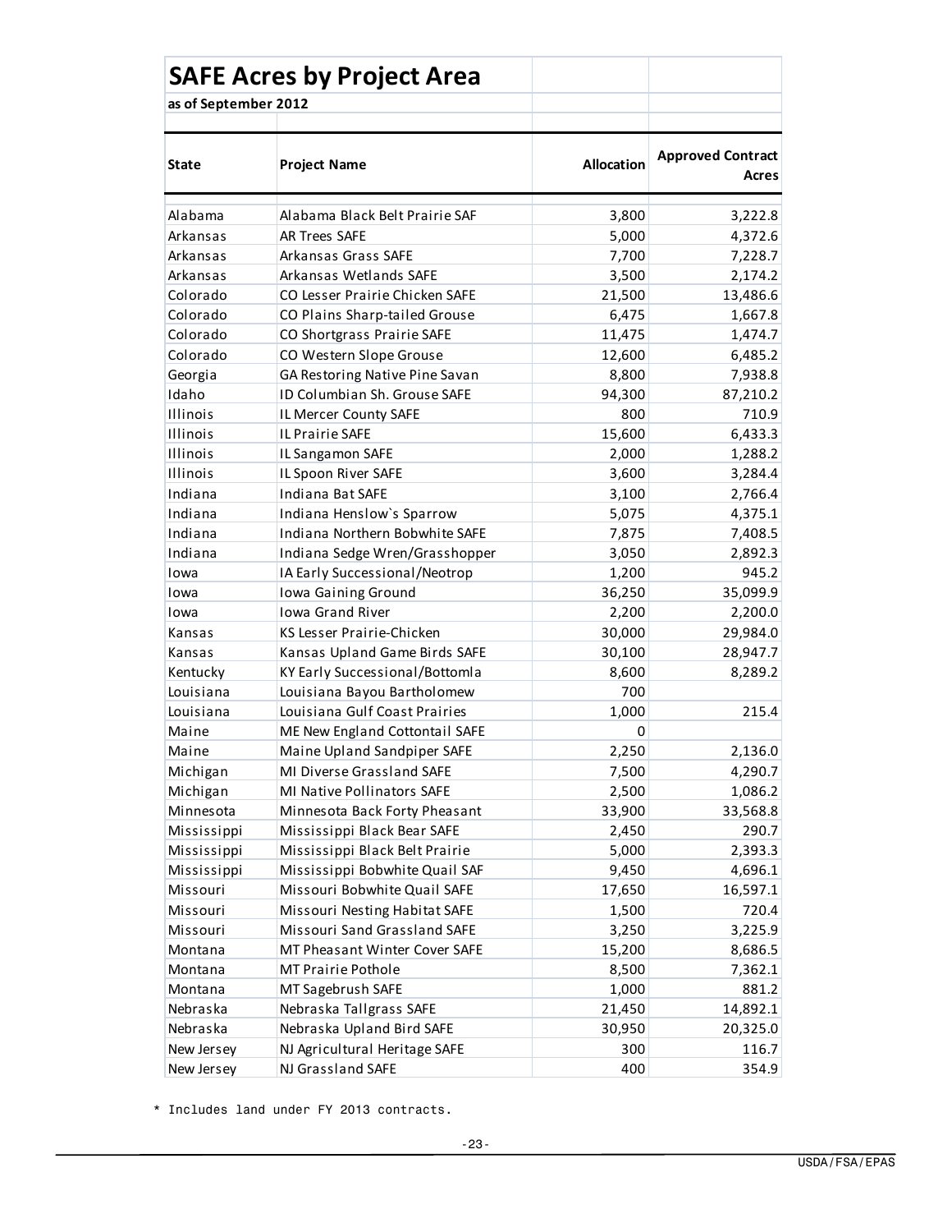# SAFE Acres by Project Area

**as of September 2012**

| State | Project Name | Allocation | Approved Contract Acres |
|---|---|---|---|
| Alabama | Alabama Black Belt Prairie SAF | 3,800 | 3,222.8 |
| Arkansas | AR Trees SAFE | 5,000 | 4,372.6 |
| Arkansas | Arkansas Grass SAFE | 7,700 | 7,228.7 |
| Arkansas | Arkansas Wetlands SAFE | 3,500 | 2,174.2 |
| Colorado | CO Lesser Prairie Chicken SAFE | 21,500 | 13,486.6 |
| Colorado | CO Plains Sharp-tailed Grouse | 6,475 | 1,667.8 |
| Colorado | CO Shortgrass Prairie SAFE | 11,475 | 1,474.7 |
| Colorado | CO Western Slope Grouse | 12,600 | 6,485.2 |
| Georgia | GA Restoring Native Pine Savan | 8,800 | 7,938.8 |
| Idaho | ID Columbian Sh. Grouse SAFE | 94,300 | 87,210.2 |
| Illinois | IL Mercer County SAFE | 800 | 710.9 |
| Illinois | IL Prairie SAFE | 15,600 | 6,433.3 |
| Illinois | IL Sangamon SAFE | 2,000 | 1,288.2 |
| Illinois | IL Spoon River SAFE | 3,600 | 3,284.4 |
| Indiana | Indiana Bat SAFE | 3,100 | 2,766.4 |
| Indiana | Indiana Henslow`s Sparrow | 5,075 | 4,375.1 |
| Indiana | Indiana Northern Bobwhite SAFE | 7,875 | 7,408.5 |
| Indiana | Indiana Sedge Wren/Grasshopper | 3,050 | 2,892.3 |
| Iowa | IA Early Successional/Neotrop | 1,200 | 945.2 |
| Iowa | Iowa Gaining Ground | 36,250 | 35,099.9 |
| Iowa | Iowa Grand River | 2,200 | 2,200.0 |
| Kansas | KS Lesser Prairie-Chicken | 30,000 | 29,984.0 |
| Kansas | Kansas Upland Game Birds SAFE | 30,100 | 28,947.7 |
| Kentucky | KY Early Successional/Bottomla | 8,600 | 8,289.2 |
| Louisiana | Louisiana Bayou Bartholomew | 700 | |
| Louisiana | Louisiana Gulf Coast Prairies | 1,000 | 215.4 |
| Maine | ME New England Cottontail SAFE | 0 | |
| Maine | Maine Upland Sandpiper SAFE | 2,250 | 2,136.0 |
| Michigan | MI Diverse Grassland SAFE | 7,500 | 4,290.7 |
| Michigan | MI Native Pollinators SAFE | 2,500 | 1,086.2 |
| Minnesota | Minnesota Back Forty Pheasant | 33,900 | 33,568.8 |
| Mississippi | Mississippi Black Bear SAFE | 2,450 | 290.7 |
| Mississippi | Mississippi Black Belt Prairie | 5,000 | 2,393.3 |
| Mississippi | Mississippi Bobwhite Quail SAF | 9,450 | 4,696.1 |
| Missouri | Missouri Bobwhite Quail SAFE | 17,650 | 16,597.1 |
| Missouri | Missouri Nesting Habitat SAFE | 1,500 | 720.4 |
| Missouri | Missouri Sand Grassland SAFE | 3,250 | 3,225.9 |
| Montana | MT Pheasant Winter Cover SAFE | 15,200 | 8,686.5 |
| Montana | MT Prairie Pothole | 8,500 | 7,362.1 |
| Montana | MT Sagebrush SAFE | 1,000 | 881.2 |
| Nebraska | Nebraska Tallgrass SAFE | 21,450 | 14,892.1 |
| Nebraska | Nebraska Upland Bird SAFE | 30,950 | 20,325.0 |
| New Jersey | NJ Agricultural Heritage SAFE | 300 | 116.7 |
| New Jersey | NJ Grassland SAFE | 400 | 354.9 |

* Includes land under FY 2013 contracts.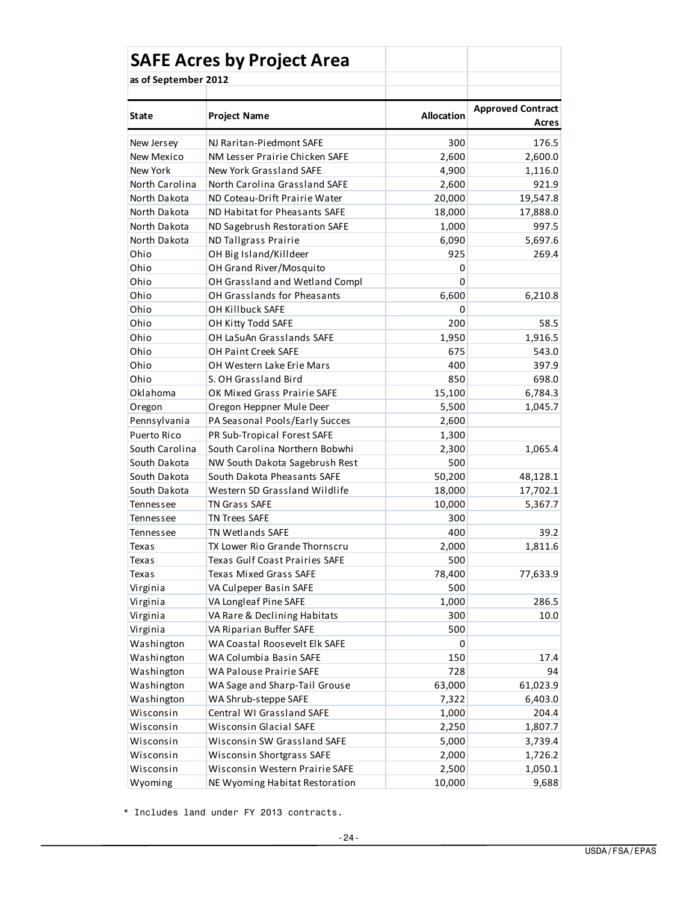## SAFE Acres by Project Area

**as of September 2012**

| State | Project Name | Allocation | Approved Contract Acres |
|---|---|---|---|
| New Jersey | NJ Raritan-Piedmont SAFE | 300 | 176.5 |
| New Mexico | NM Lesser Prairie Chicken SAFE | 2,600 | 2,600.0 |
| New York | New York Grassland SAFE | 4,900 | 1,116.0 |
| North Carolina | North Carolina Grassland SAFE | 2,600 | 921.9 |
| North Dakota | ND Coteau-Drift Prairie Water | 20,000 | 19,547.8 |
| North Dakota | ND Habitat for Pheasants SAFE | 18,000 | 17,888.0 |
| North Dakota | ND Sagebrush Restoration SAFE | 1,000 | 997.5 |
| North Dakota | ND Tallgrass Prairie | 6,090 | 5,697.6 |
| Ohio | OH Big Island/Killdeer | 925 | 269.4 |
| Ohio | OH Grand River/Mosquito | 0 | |
| Ohio | OH Grassland and Wetland Compl | 0 | |
| Ohio | OH Grasslands for Pheasants | 6,600 | 6,210.8 |
| Ohio | OH Killbuck SAFE | 0 | |
| Ohio | OH Kitty Todd SAFE | 200 | 58.5 |
| Ohio | OH LaSuAn Grasslands SAFE | 1,950 | 1,916.5 |
| Ohio | OH Paint Creek SAFE | 675 | 543.0 |
| Ohio | OH Western Lake Erie Mars | 400 | 397.9 |
| Ohio | S. OH Grassland Bird | 850 | 698.0 |
| Oklahoma | OK Mixed Grass Prairie SAFE | 15,100 | 6,784.3 |
| Oregon | Oregon Heppner Mule Deer | 5,500 | 1,045.7 |
| Pennsylvania | PA Seasonal Pools/Early Succes | 2,600 | |
| Puerto Rico | PR Sub-Tropical Forest SAFE | 1,300 | |
| South Carolina | South Carolina Northern Bobwhi | 2,300 | 1,065.4 |
| South Dakota | NW South Dakota Sagebrush Rest | 500 | |
| South Dakota | South Dakota Pheasants SAFE | 50,200 | 48,128.1 |
| South Dakota | Western SD Grassland Wildlife | 18,000 | 17,702.1 |
| Tennessee | TN Grass SAFE | 10,000 | 5,367.7 |
| Tennessee | TN Trees SAFE | 300 | |
| Tennessee | TN Wetlands SAFE | 400 | 39.2 |
| Texas | TX Lower Rio Grande Thornscru | 2,000 | 1,811.6 |
| Texas | Texas Gulf Coast Prairies SAFE | 500 | |
| Texas | Texas Mixed Grass SAFE | 78,400 | 77,633.9 |
| Virginia | VA Culpeper Basin SAFE | 500 | |
| Virginia | VA Longleaf Pine SAFE | 1,000 | 286.5 |
| Virginia | VA Rare & Declining Habitats | 300 | 10.0 |
| Virginia | VA Riparian Buffer SAFE | 500 | |
| Washington | WA Coastal Roosevelt Elk SAFE | 0 | |
| Washington | WA Columbia Basin SAFE | 150 | 17.4 |
| Washington | WA Palouse Prairie SAFE | 728 | 94 |
| Washington | WA Sage and Sharp-Tail Grouse | 63,000 | 61,023.9 |
| Washington | WA Shrub-steppe SAFE | 7,322 | 6,403.0 |
| Wisconsin | Central WI Grassland SAFE | 1,000 | 204.4 |
| Wisconsin | Wisconsin Glacial SAFE | 2,250 | 1,807.7 |
| Wisconsin | Wisconsin SW Grassland SAFE | 5,000 | 3,739.4 |
| Wisconsin | Wisconsin Shortgrass SAFE | 2,000 | 1,726.2 |
| Wisconsin | Wisconsin Western Prairie SAFE | 2,500 | 1,050.1 |
| Wyoming | NE Wyoming Habitat Restoration | 10,000 | 9,688 |

* Includes land under FY 2013 contracts.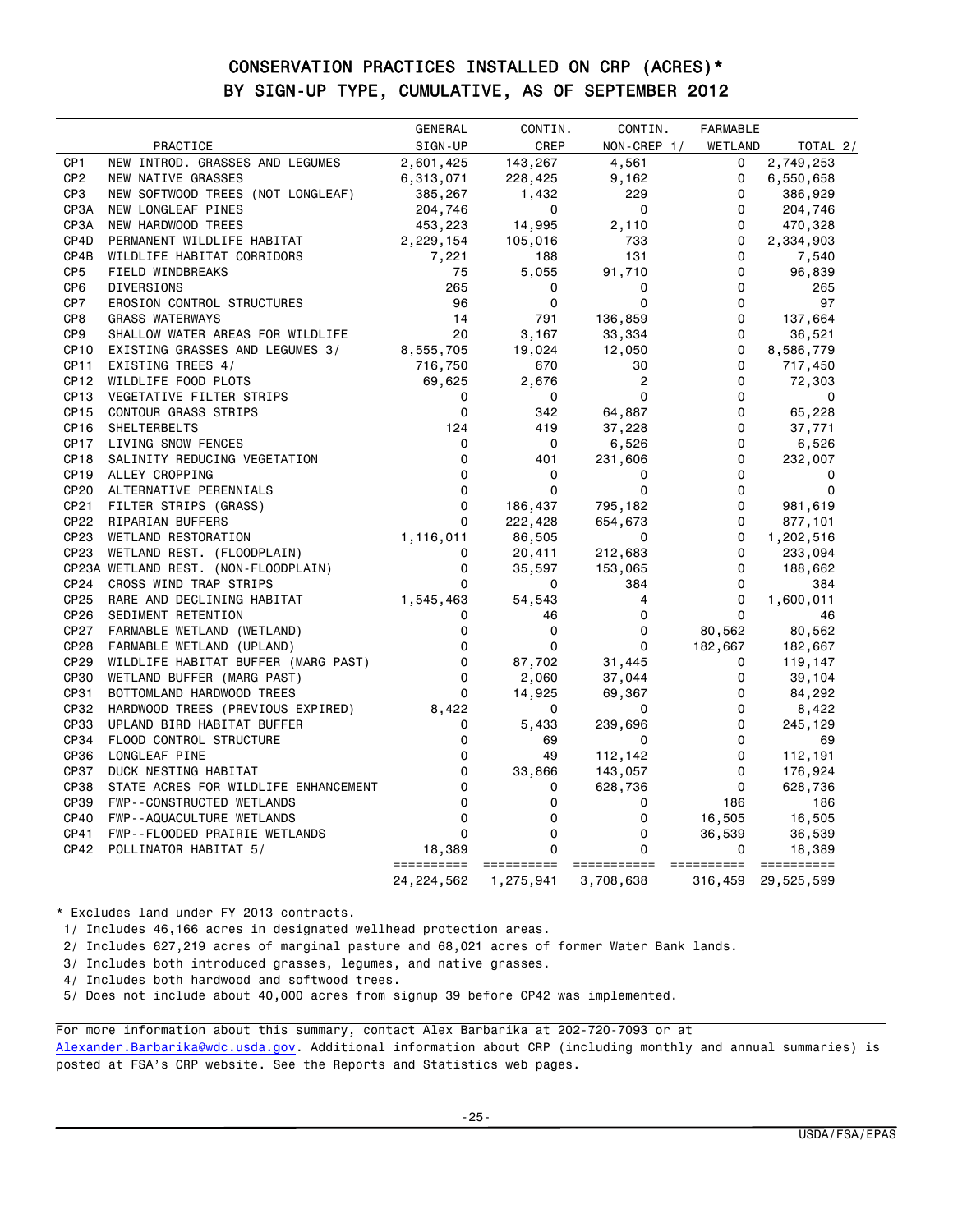# CONSERVATION PRACTICES INSTALLED ON CRP (ACRES)*
## BY SIGN-UP TYPE, CUMULATIVE, AS OF SEPTEMBER 2012

| | PRACTICE | GENERAL SIGN-UP | CONTIN. CREP | CONTIN. NON-CREP 1/ | FARMABLE WETLAND | TOTAL 2/ |
|---|---|---|---|---|---|---|
| CP1 | NEW INTROD. GRASSES AND LEGUMES | 2,601,425 | 143,267 | 4,561 | 0 | 2,749,253 |
| CP2 | NEW NATIVE GRASSES | 6,313,071 | 228,425 | 9,162 | 0 | 6,550,658 |
| CP3 | NEW SOFTWOOD TREES (NOT LONGLEAF) | 385,267 | 1,432 | 229 | 0 | 386,929 |
| CP3A | NEW LONGLEAF PINES | 204,746 | 0 | 0 | 0 | 204,746 |
| CP3A | NEW HARDWOOD TREES | 453,223 | 14,995 | 2,110 | 0 | 470,328 |
| CP4D | PERMANENT WILDLIFE HABITAT | 2,229,154 | 105,016 | 733 | 0 | 2,334,903 |
| CP4B | WILDLIFE HABITAT CORRIDORS | 7,221 | 188 | 131 | 0 | 7,540 |
| CP5 | FIELD WINDBREAKS | 75 | 5,055 | 91,710 | 0 | 96,839 |
| CP6 | DIVERSIONS | 265 | 0 | 0 | 0 | 265 |
| CP7 | EROSION CONTROL STRUCTURES | 96 | 0 | 0 | 0 | 97 |
| CP8 | GRASS WATERWAYS | 14 | 791 | 136,859 | 0 | 137,664 |
| CP9 | SHALLOW WATER AREAS FOR WILDLIFE | 20 | 3,167 | 33,334 | 0 | 36,521 |
| CP10 | EXISTING GRASSES AND LEGUMES 3/ | 8,555,705 | 19,024 | 12,050 | 0 | 8,586,779 |
| CP11 | EXISTING TREES 4/ | 716,750 | 670 | 30 | 0 | 717,450 |
| CP12 | WILDLIFE FOOD PLOTS | 69,625 | 2,676 | 2 | 0 | 72,303 |
| CP13 | VEGETATIVE FILTER STRIPS | 0 | 0 | 0 | 0 | 0 |
| CP15 | CONTOUR GRASS STRIPS | 0 | 342 | 64,887 | 0 | 65,228 |
| CP16 | SHELTERBELTS | 124 | 419 | 37,228 | 0 | 37,771 |
| CP17 | LIVING SNOW FENCES | 0 | 0 | 6,526 | 0 | 6,526 |
| CP18 | SALINITY REDUCING VEGETATION | 0 | 401 | 231,606 | 0 | 232,007 |
| CP19 | ALLEY CROPPING | 0 | 0 | 0 | 0 | 0 |
| CP20 | ALTERNATIVE PERENNIALS | 0 | 0 | 0 | 0 | 0 |
| CP21 | FILTER STRIPS (GRASS) | 0 | 186,437 | 795,182 | 0 | 981,619 |
| CP22 | RIPARIAN BUFFERS | 0 | 222,428 | 654,673 | 0 | 877,101 |
| CP23 | WETLAND RESTORATION | 1,116,011 | 86,505 | 0 | 0 | 1,202,516 |
| CP23 | WETLAND REST. (FLOODPLAIN) | 0 | 20,411 | 212,683 | 0 | 233,094 |
| CP23A | WETLAND REST. (NON-FLOODPLAIN) | 0 | 35,597 | 153,065 | 0 | 188,662 |
| CP24 | CROSS WIND TRAP STRIPS | 0 | 0 | 384 | 0 | 384 |
| CP25 | RARE AND DECLINING HABITAT | 1,545,463 | 54,543 | 4 | 0 | 1,600,011 |
| CP26 | SEDIMENT RETENTION | 0 | 46 | 0 | 0 | 46 |
| CP27 | FARMABLE WETLAND (WETLAND) | 0 | 0 | 0 | 80,562 | 80,562 |
| CP28 | FARMABLE WETLAND (UPLAND) | 0 | 0 | 0 | 182,667 | 182,667 |
| CP29 | WILDLIFE HABITAT BUFFER (MARG PAST) | 0 | 87,702 | 31,445 | 0 | 119,147 |
| CP30 | WETLAND BUFFER (MARG PAST) | 0 | 2,060 | 37,044 | 0 | 39,104 |
| CP31 | BOTTOMLAND HARDWOOD TREES | 0 | 14,925 | 69,367 | 0 | 84,292 |
| CP32 | HARDWOOD TREES (PREVIOUS EXPIRED) | 8,422 | 0 | 0 | 0 | 8,422 |
| CP33 | UPLAND BIRD HABITAT BUFFER | 0 | 5,433 | 239,696 | 0 | 245,129 |
| CP34 | FLOOD CONTROL STRUCTURE | 0 | 69 | 0 | 0 | 69 |
| CP36 | LONGLEAF PINE | 0 | 49 | 112,142 | 0 | 112,191 |
| CP37 | DUCK NESTING HABITAT | 0 | 33,866 | 143,057 | 0 | 176,924 |
| CP38 | STATE ACRES FOR WILDLIFE ENHANCEMENT | 0 | 0 | 628,736 | 0 | 628,736 |
| CP39 | FWP--CONSTRUCTED WETLANDS | 0 | 0 | 0 | 186 | 186 |
| CP40 | FWP--AQUACULTURE WETLANDS | 0 | 0 | 0 | 16,505 | 16,505 |
| CP41 | FWP--FLOODED PRAIRIE WETLANDS | 0 | 0 | 0 | 36,539 | 36,539 |
| CP42 | POLLINATOR HABITAT 5/ | 18,389 | 0 | 0 | 0 | 18,389 |
| | | 24,224,562 | 1,275,941 | 3,708,638 | 316,459 | 29,525,599 |

\* Excludes land under FY 2013 contracts.

1/ Includes 46,166 acres in designated wellhead protection areas.

2/ Includes 627,219 acres of marginal pasture and 68,021 acres of former Water Bank lands.

3/ Includes both introduced grasses, legumes, and native grasses.

4/ Includes both hardwood and softwood trees.

5/ Does not include about 40,000 acres from signup 39 before CP42 was implemented.

For more information about this summary, contact Alex Barbarika at 202-720-7093 or at Alexander.Barbarika@wdc.usda.gov. Additional information about CRP (including monthly and annual summaries) is posted at FSA's CRP website. See the Reports and Statistics web pages.

USDA/FSA/EPAS